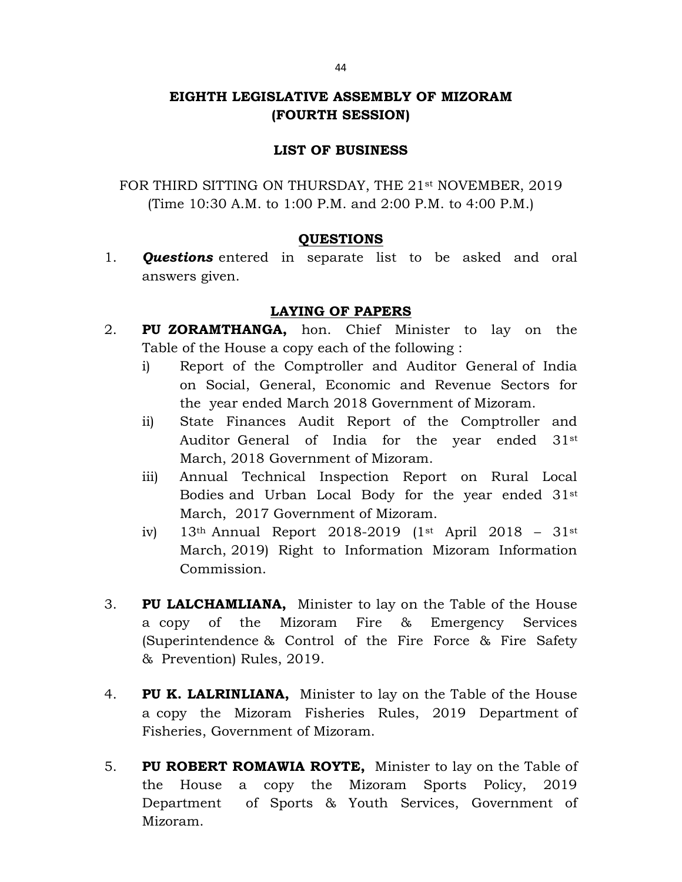# EIGHTH LEGISLATIVE ASSEMBLY OF MIZORAM
## (FOURTH SESSION)

## LIST OF BUSINESS

FOR THIRD SITTING ON THURSDAY, THE 21st NOVEMBER, 2019
(Time 10:30 A.M. to 1:00 P.M. and 2:00 P.M. to 4:00 P.M.)

### QUESTIONS

1. ***Questions*** entered in separate list to be asked and oral answers given.

### LAYING OF PAPERS

2. **PU ZORAMTHANGA,** hon. Chief Minister to lay on the Table of the House a copy each of the following :
   - i) Report of the Comptroller and Auditor General of India on Social, General, Economic and Revenue Sectors for the year ended March 2018 Government of Mizoram.
   - ii) State Finances Audit Report of the Comptroller and Auditor General of India for the year ended 31st March, 2018 Government of Mizoram.
   - iii) Annual Technical Inspection Report on Rural Local Bodies and Urban Local Body for the year ended 31st March, 2017 Government of Mizoram.
   - iv) 13th Annual Report 2018-2019 (1st April 2018 – 31st March, 2019) Right to Information Mizoram Information Commission.

3. **PU LALCHAMLIANA,** Minister to lay on the Table of the House a copy of the Mizoram Fire & Emergency Services (Superintendence & Control of the Fire Force & Fire Safety & Prevention) Rules, 2019.

4. **PU K. LALRINLIANA,** Minister to lay on the Table of the House a copy the Mizoram Fisheries Rules, 2019 Department of Fisheries, Government of Mizoram.

5. **PU ROBERT ROMAWIA ROYTE,** Minister to lay on the Table of the House a copy the Mizoram Sports Policy, 2019 Department of Sports & Youth Services, Government of Mizoram.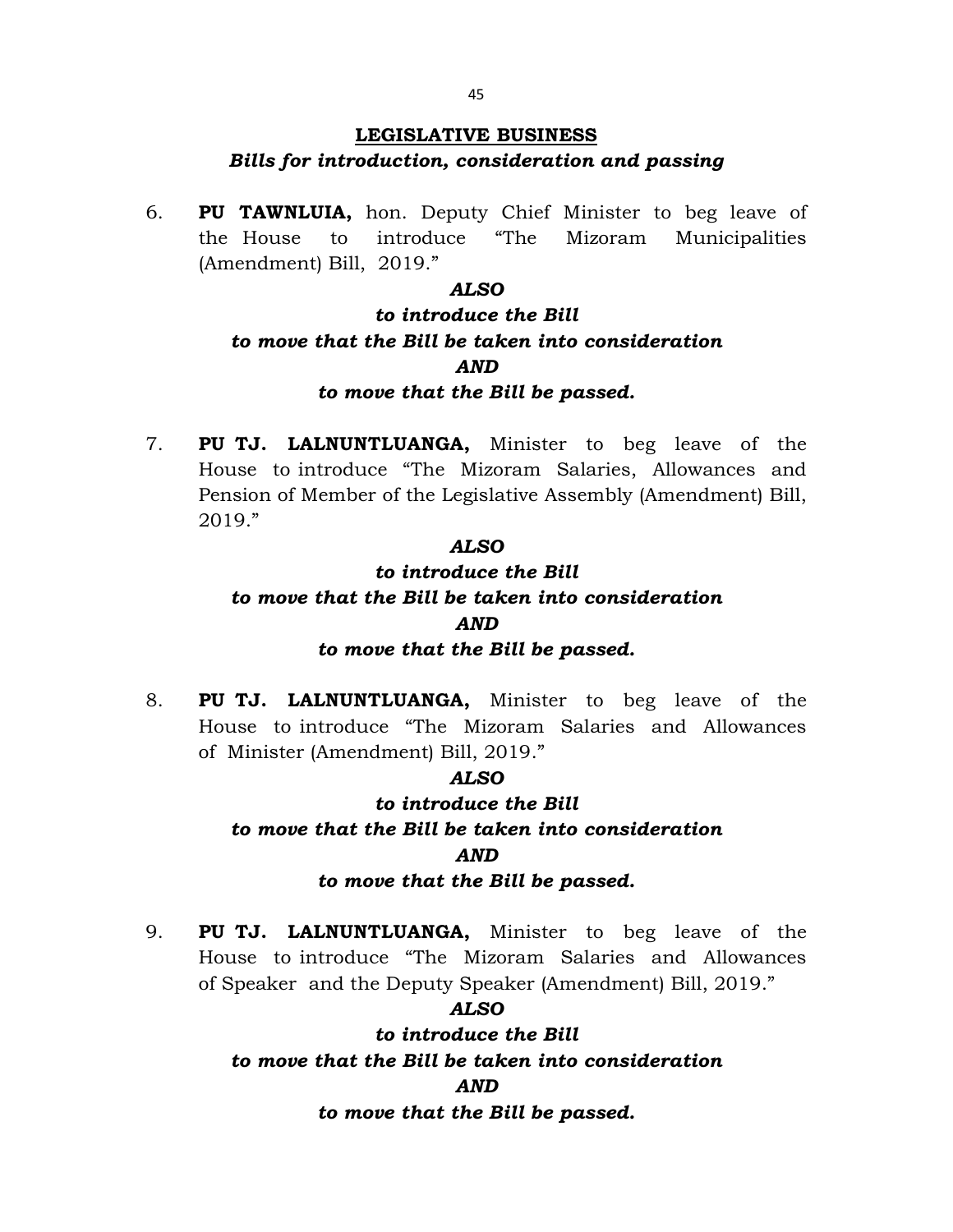## LEGISLATIVE BUSINESS

***Bills for introduction, consideration and passing***

6. **PU TAWNLUIA,** hon. Deputy Chief Minister to beg leave of the House to introduce "The Mizoram Municipalities (Amendment) Bill, 2019."

***ALSO***

***to introduce the Bill***

***to move that the Bill be taken into consideration***

***AND***

***to move that the Bill be passed.***

7. **PU TJ. LALNUNTLUANGA,** Minister to beg leave of the House to introduce "The Mizoram Salaries, Allowances and Pension of Member of the Legislative Assembly (Amendment) Bill, 2019."

***ALSO***

***to introduce the Bill***

***to move that the Bill be taken into consideration***

***AND***

***to move that the Bill be passed.***

8. **PU TJ. LALNUNTLUANGA,** Minister to beg leave of the House to introduce "The Mizoram Salaries and Allowances of Minister (Amendment) Bill, 2019."

***ALSO***

***to introduce the Bill***

***to move that the Bill be taken into consideration***

***AND***

***to move that the Bill be passed.***

9. **PU TJ. LALNUNTLUANGA,** Minister to beg leave of the House to introduce "The Mizoram Salaries and Allowances of Speaker and the Deputy Speaker (Amendment) Bill, 2019."

***ALSO***

***to introduce the Bill***

***to move that the Bill be taken into consideration***

***AND***

***to move that the Bill be passed.***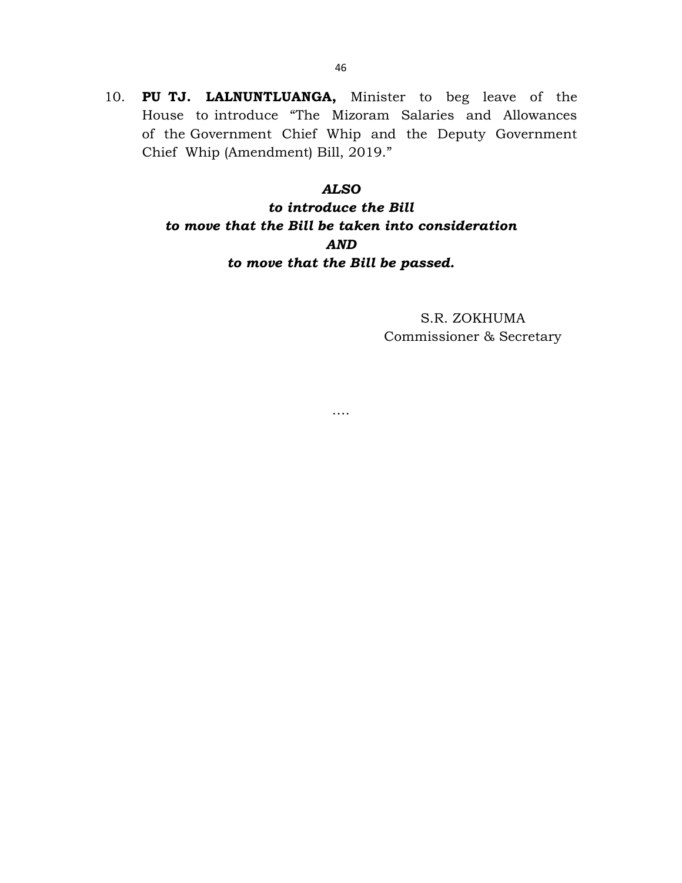10. **PU TJ. LALNUNTLUANGA,** Minister to beg leave of the House to introduce "The Mizoram Salaries and Allowances of the Government Chief Whip and the Deputy Government Chief Whip (Amendment) Bill, 2019."

***ALSO***

***to introduce the Bill***

***to move that the Bill be taken into consideration***

***AND***

***to move that the Bill be passed.***

S.R. ZOKHUMA
Commissioner & Secretary

….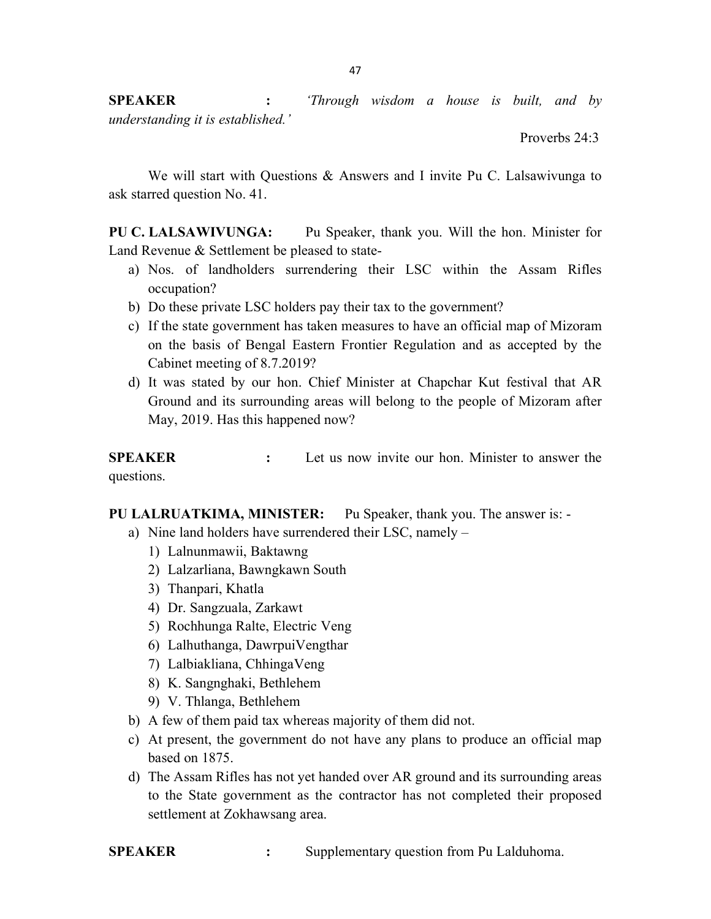**SPEAKER** **:** *'Through wisdom a house is built, and by understanding it is established.'*

Proverbs 24:3

We will start with Questions & Answers and I invite Pu C. Lalsawivunga to ask starred question No. 41.

**PU C. LALSAWIVUNGA:** Pu Speaker, thank you. Will the hon. Minister for Land Revenue & Settlement be pleased to state-

a) Nos. of landholders surrendering their LSC within the Assam Rifles occupation?
b) Do these private LSC holders pay their tax to the government?
c) If the state government has taken measures to have an official map of Mizoram on the basis of Bengal Eastern Frontier Regulation and as accepted by the Cabinet meeting of 8.7.2019?
d) It was stated by our hon. Chief Minister at Chapchar Kut festival that AR Ground and its surrounding areas will belong to the people of Mizoram after May, 2019. Has this happened now?

**SPEAKER** **:** Let us now invite our hon. Minister to answer the questions.

**PU LALRUATKIMA, MINISTER:** Pu Speaker, thank you. The answer is: -

a) Nine land holders have surrendered their LSC, namely –
   1) Lalnunmawii, Baktawng
   2) Lalzarliana, Bawngkawn South
   3) Thanpari, Khatla
   4) Dr. Sangzuala, Zarkawt
   5) Rochhunga Ralte, Electric Veng
   6) Lalhuthanga, DawrpuiVengthar
   7) Lalbiakliana, ChhingaVeng
   8) K. Sangnghaki, Bethlehem
   9) V. Thlanga, Bethlehem
b) A few of them paid tax whereas majority of them did not.
c) At present, the government do not have any plans to produce an official map based on 1875.
d) The Assam Rifles has not yet handed over AR ground and its surrounding areas to the State government as the contractor has not completed their proposed settlement at Zokhawsang area.

**SPEAKER** **:** Supplementary question from Pu Lalduhoma.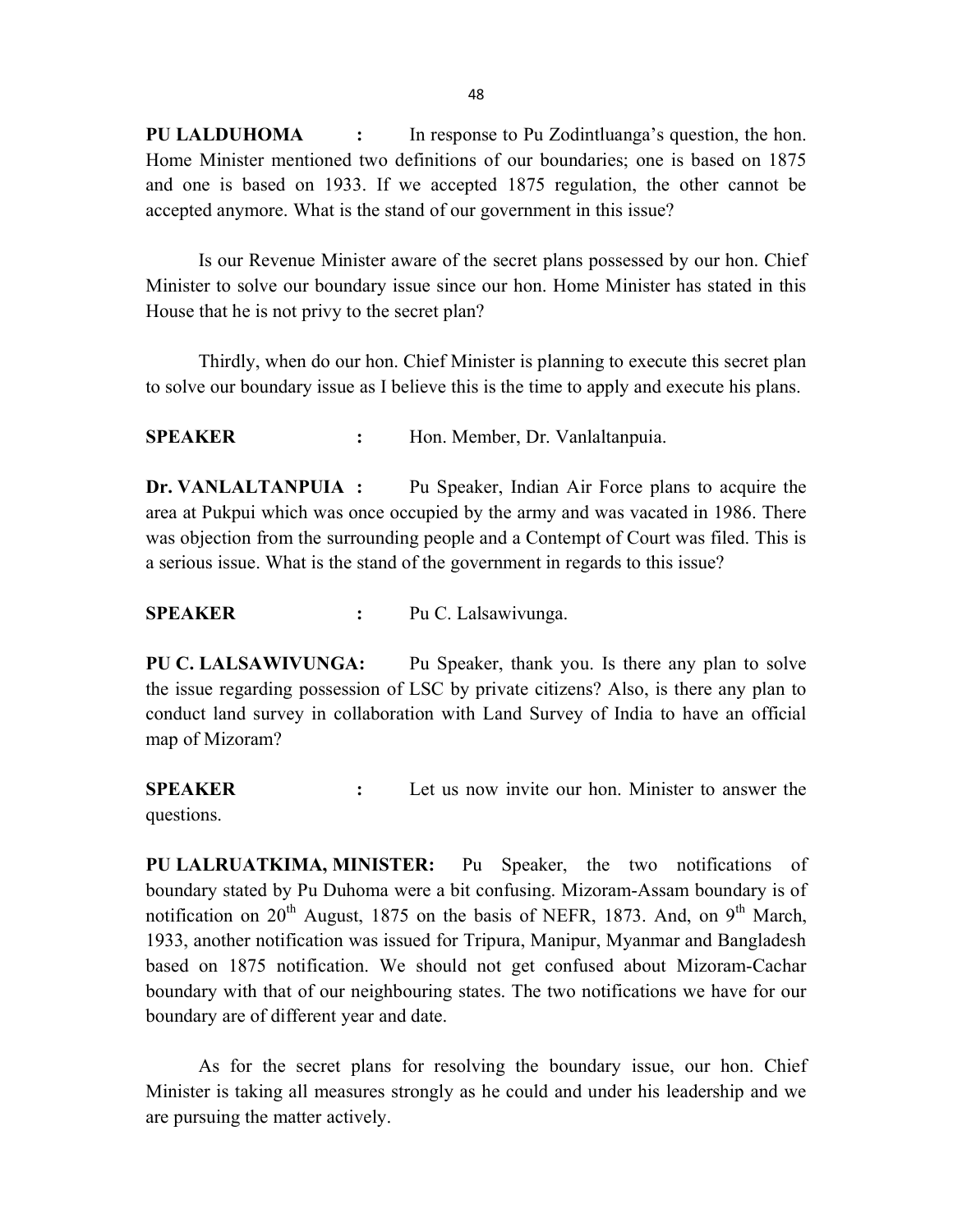**PU LALDUHOMA :** In response to Pu Zodintluanga's question, the hon. Home Minister mentioned two definitions of our boundaries; one is based on 1875 and one is based on 1933. If we accepted 1875 regulation, the other cannot be accepted anymore. What is the stand of our government in this issue?

Is our Revenue Minister aware of the secret plans possessed by our hon. Chief Minister to solve our boundary issue since our hon. Home Minister has stated in this House that he is not privy to the secret plan?

Thirdly, when do our hon. Chief Minister is planning to execute this secret plan to solve our boundary issue as I believe this is the time to apply and execute his plans.

**SPEAKER :** Hon. Member, Dr. Vanlaltanpuia.

**Dr. VANLALTANPUIA :** Pu Speaker, Indian Air Force plans to acquire the area at Pukpui which was once occupied by the army and was vacated in 1986. There was objection from the surrounding people and a Contempt of Court was filed. This is a serious issue. What is the stand of the government in regards to this issue?

**SPEAKER :** Pu C. Lalsawivunga.

**PU C. LALSAWIVUNGA:** Pu Speaker, thank you. Is there any plan to solve the issue regarding possession of LSC by private citizens? Also, is there any plan to conduct land survey in collaboration with Land Survey of India to have an official map of Mizoram?

**SPEAKER :** Let us now invite our hon. Minister to answer the questions.

**PU LALRUATKIMA, MINISTER:** Pu Speaker, the two notifications of boundary stated by Pu Duhoma were a bit confusing. Mizoram-Assam boundary is of notification on 20th August, 1875 on the basis of NEFR, 1873. And, on 9th March, 1933, another notification was issued for Tripura, Manipur, Myanmar and Bangladesh based on 1875 notification. We should not get confused about Mizoram-Cachar boundary with that of our neighbouring states. The two notifications we have for our boundary are of different year and date.

As for the secret plans for resolving the boundary issue, our hon. Chief Minister is taking all measures strongly as he could and under his leadership and we are pursuing the matter actively.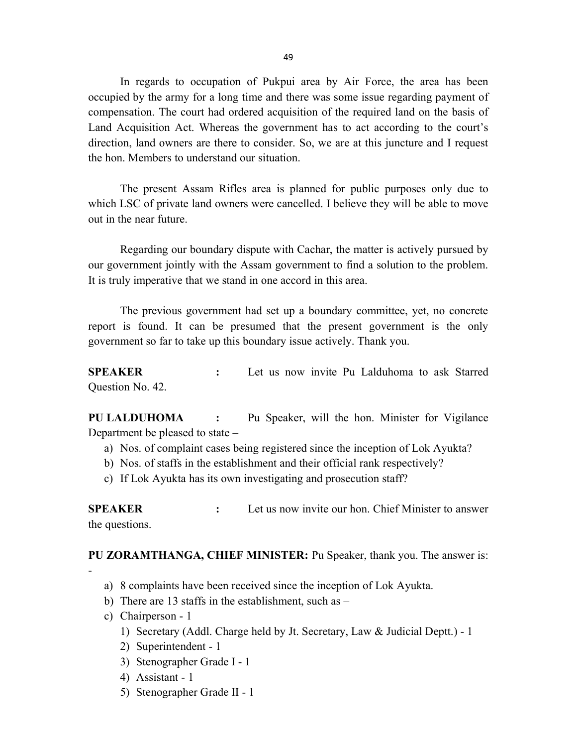In regards to occupation of Pukpui area by Air Force, the area has been occupied by the army for a long time and there was some issue regarding payment of compensation. The court had ordered acquisition of the required land on the basis of Land Acquisition Act. Whereas the government has to act according to the court's direction, land owners are there to consider. So, we are at this juncture and I request the hon. Members to understand our situation.

The present Assam Rifles area is planned for public purposes only due to which LSC of private land owners were cancelled. I believe they will be able to move out in the near future.

Regarding our boundary dispute with Cachar, the matter is actively pursued by our government jointly with the Assam government to find a solution to the problem. It is truly imperative that we stand in one accord in this area.

The previous government had set up a boundary committee, yet, no concrete report is found. It can be presumed that the present government is the only government so far to take up this boundary issue actively. Thank you.

**SPEAKER** : Let us now invite Pu Lalduhoma to ask Starred Question No. 42.

**PU LALDUHOMA** : Pu Speaker, will the hon. Minister for Vigilance Department be pleased to state –

a) Nos. of complaint cases being registered since the inception of Lok Ayukta?
b) Nos. of staffs in the establishment and their official rank respectively?
c) If Lok Ayukta has its own investigating and prosecution staff?

**SPEAKER** : Let us now invite our hon. Chief Minister to answer the questions.

**PU ZORAMTHANGA, CHIEF MINISTER:** Pu Speaker, thank you. The answer is: -

a) 8 complaints have been received since the inception of Lok Ayukta.
b) There are 13 staffs in the establishment, such as –
c) Chairperson - 1
    1) Secretary (Addl. Charge held by Jt. Secretary, Law & Judicial Deptt.) - 1
    2) Superintendent - 1
    3) Stenographer Grade I - 1
    4) Assistant - 1
    5) Stenographer Grade II - 1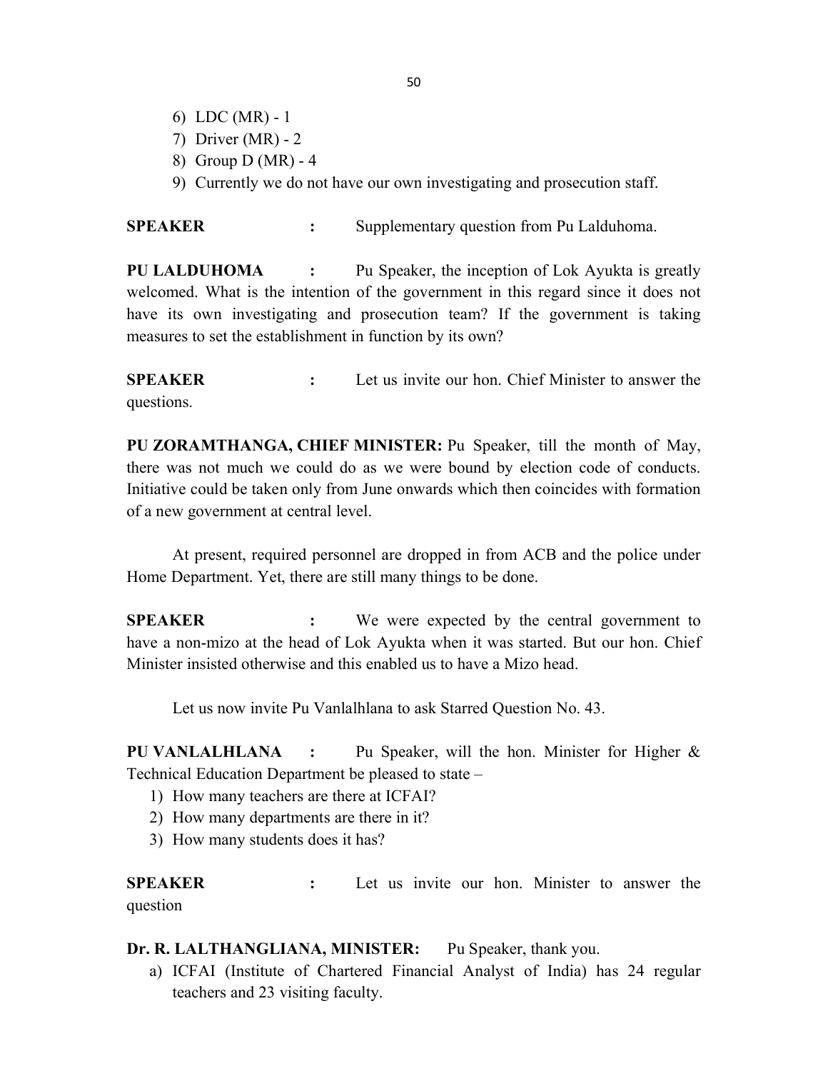6) LDC (MR) - 1
7) Driver (MR) - 2
8) Group D (MR) - 4
9) Currently we do not have our own investigating and prosecution staff.

**SPEAKER :** Supplementary question from Pu Lalduhoma.

**PU LALDUHOMA :** Pu Speaker, the inception of Lok Ayukta is greatly welcomed. What is the intention of the government in this regard since it does not have its own investigating and prosecution team? If the government is taking measures to set the establishment in function by its own?

**SPEAKER :** Let us invite our hon. Chief Minister to answer the questions.

**PU ZORAMTHANGA, CHIEF MINISTER:** Pu Speaker, till the month of May, there was not much we could do as we were bound by election code of conducts. Initiative could be taken only from June onwards which then coincides with formation of a new government at central level.

At present, required personnel are dropped in from ACB and the police under Home Department. Yet, there are still many things to be done.

**SPEAKER :** We were expected by the central government to have a non-mizo at the head of Lok Ayukta when it was started. But our hon. Chief Minister insisted otherwise and this enabled us to have a Mizo head.

Let us now invite Pu Vanlalhlana to ask Starred Question No. 43.

**PU VANLALHLANA :** Pu Speaker, will the hon. Minister for Higher & Technical Education Department be pleased to state –

1) How many teachers are there at ICFAI?
2) How many departments are there in it?
3) How many students does it has?

**SPEAKER :** Let us invite our hon. Minister to answer the question

**Dr. R. LALTHANGLIANA, MINISTER:** Pu Speaker, thank you.

a) ICFAI (Institute of Chartered Financial Analyst of India) has 24 regular teachers and 23 visiting faculty.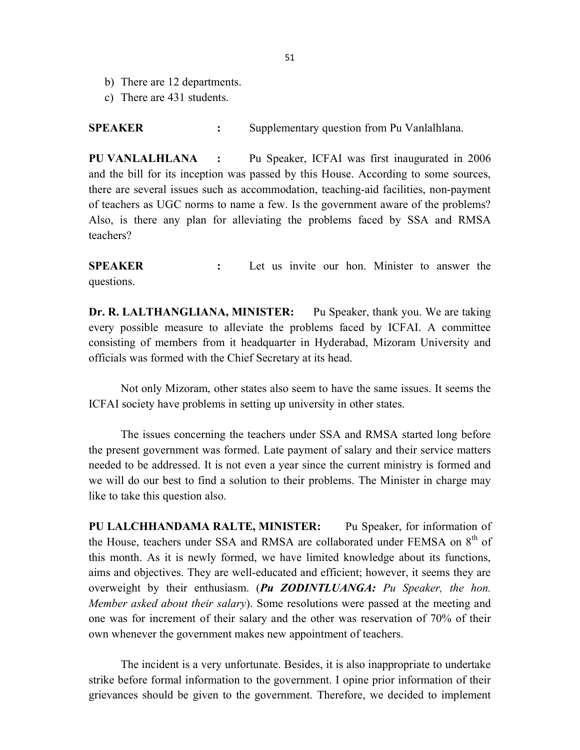b) There are 12 departments.
c) There are 431 students.

**SPEAKER** : Supplementary question from Pu Vanlalhlana.

**PU VANLALHLANA** : Pu Speaker, ICFAI was first inaugurated in 2006 and the bill for its inception was passed by this House. According to some sources, there are several issues such as accommodation, teaching-aid facilities, non-payment of teachers as UGC norms to name a few. Is the government aware of the problems? Also, is there any plan for alleviating the problems faced by SSA and RMSA teachers?

**SPEAKER** : Let us invite our hon. Minister to answer the questions.

**Dr. R. LALTHANGLIANA, MINISTER:** Pu Speaker, thank you. We are taking every possible measure to alleviate the problems faced by ICFAI. A committee consisting of members from it headquarter in Hyderabad, Mizoram University and officials was formed with the Chief Secretary at its head.

Not only Mizoram, other states also seem to have the same issues. It seems the ICFAI society have problems in setting up university in other states.

The issues concerning the teachers under SSA and RMSA started long before the present government was formed. Late payment of salary and their service matters needed to be addressed. It is not even a year since the current ministry is formed and we will do our best to find a solution to their problems. The Minister in charge may like to take this question also.

**PU LALCHHANDAMA RALTE, MINISTER:** Pu Speaker, for information of the House, teachers under SSA and RMSA are collaborated under FEMSA on 8th of this month. As it is newly formed, we have limited knowledge about its functions, aims and objectives. They are well-educated and efficient; however, it seems they are overweight by their enthusiasm. (***Pu ZODINTLUANGA:*** *Pu Speaker, the hon. Member asked about their salary*). Some resolutions were passed at the meeting and one was for increment of their salary and the other was reservation of 70% of their own whenever the government makes new appointment of teachers.

The incident is a very unfortunate. Besides, it is also inappropriate to undertake strike before formal information to the government. I opine prior information of their grievances should be given to the government. Therefore, we decided to implement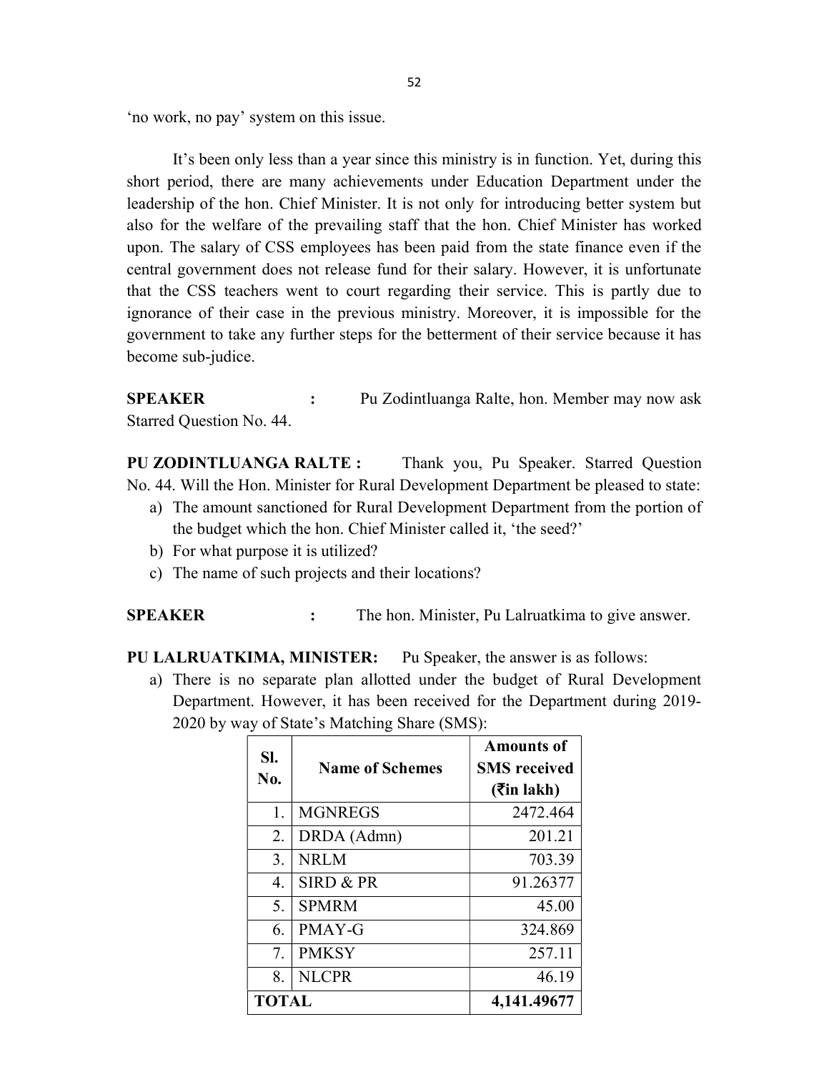'no work, no pay' system on this issue.

It's been only less than a year since this ministry is in function. Yet, during this short period, there are many achievements under Education Department under the leadership of the hon. Chief Minister. It is not only for introducing better system but also for the welfare of the prevailing staff that the hon. Chief Minister has worked upon. The salary of CSS employees has been paid from the state finance even if the central government does not release fund for their salary. However, it is unfortunate that the CSS teachers went to court regarding their service. This is partly due to ignorance of their case in the previous ministry. Moreover, it is impossible for the government to take any further steps for the betterment of their service because it has become sub-judice.

**SPEAKER :** Pu Zodintluanga Ralte, hon. Member may now ask Starred Question No. 44.

**PU ZODINTLUANGA RALTE :** Thank you, Pu Speaker. Starred Question No. 44. Will the Hon. Minister for Rural Development Department be pleased to state:

a) The amount sanctioned for Rural Development Department from the portion of the budget which the hon. Chief Minister called it, 'the seed?'
b) For what purpose it is utilized?
c) The name of such projects and their locations?

**SPEAKER :** The hon. Minister, Pu Lalruatkima to give answer.

**PU LALRUATKIMA, MINISTER:** Pu Speaker, the answer is as follows:

a) There is no separate plan allotted under the budget of Rural Development Department. However, it has been received for the Department during 2019-2020 by way of State's Matching Share (SMS):

| Sl. No. | Name of Schemes | Amounts of SMS received (₹in lakh) |
|---|---|---|
| 1. | MGNREGS | 2472.464 |
| 2. | DRDA (Admn) | 201.21 |
| 3. | NRLM | 703.39 |
| 4. | SIRD & PR | 91.26377 |
| 5. | SPMRM | 45.00 |
| 6. | PMAY-G | 324.869 |
| 7. | PMKSY | 257.11 |
| 8. | NLCPR | 46.19 |
| **TOTAL** | | **4,141.49677** |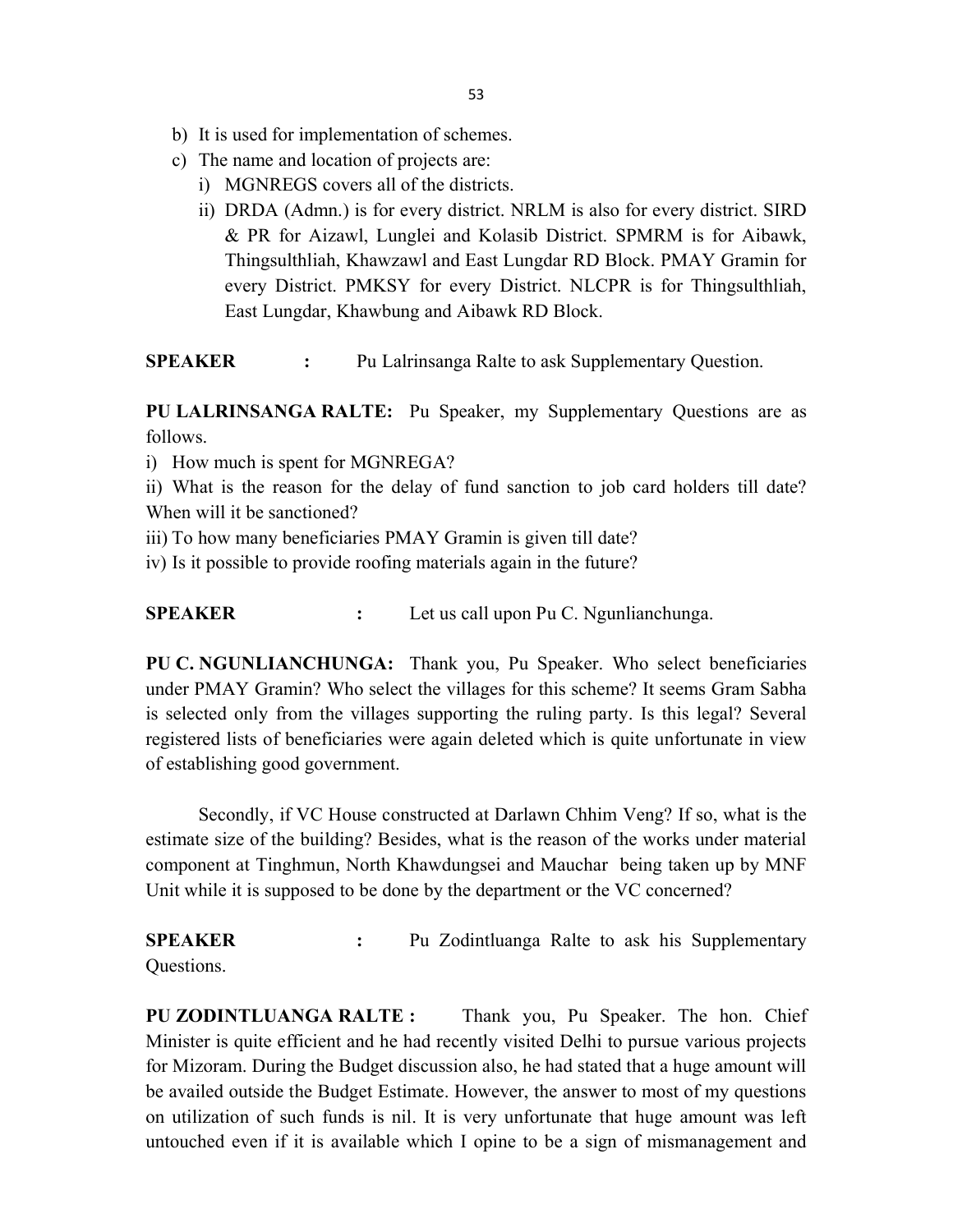b) It is used for implementation of schemes.
c) The name and location of projects are:
   i) MGNREGS covers all of the districts.
   ii) DRDA (Admn.) is for every district. NRLM is also for every district. SIRD & PR for Aizawl, Lunglei and Kolasib District. SPMRM is for Aibawk, Thingsulthliah, Khawzawl and East Lungdar RD Block. PMAY Gramin for every District. PMKSY for every District. NLCPR is for Thingsulthliah, East Lungdar, Khawbung and Aibawk RD Block.

**SPEAKER :** Pu Lalrinsanga Ralte to ask Supplementary Question.

**PU LALRINSANGA RALTE:** Pu Speaker, my Supplementary Questions are as follows.

i) How much is spent for MGNREGA?

ii) What is the reason for the delay of fund sanction to job card holders till date? When will it be sanctioned?

iii) To how many beneficiaries PMAY Gramin is given till date?

iv) Is it possible to provide roofing materials again in the future?

**SPEAKER :** Let us call upon Pu C. Ngunlianchunga.

**PU C. NGUNLIANCHUNGA:** Thank you, Pu Speaker. Who select beneficiaries under PMAY Gramin? Who select the villages for this scheme? It seems Gram Sabha is selected only from the villages supporting the ruling party. Is this legal? Several registered lists of beneficiaries were again deleted which is quite unfortunate in view of establishing good government.

Secondly, if VC House constructed at Darlawn Chhim Veng? If so, what is the estimate size of the building? Besides, what is the reason of the works under material component at Tinghmun, North Khawdungsei and Mauchar being taken up by MNF Unit while it is supposed to be done by the department or the VC concerned?

**SPEAKER :** Pu Zodintluanga Ralte to ask his Supplementary Questions.

**PU ZODINTLUANGA RALTE :** Thank you, Pu Speaker. The hon. Chief Minister is quite efficient and he had recently visited Delhi to pursue various projects for Mizoram. During the Budget discussion also, he had stated that a huge amount will be availed outside the Budget Estimate. However, the answer to most of my questions on utilization of such funds is nil. It is very unfortunate that huge amount was left untouched even if it is available which I opine to be a sign of mismanagement and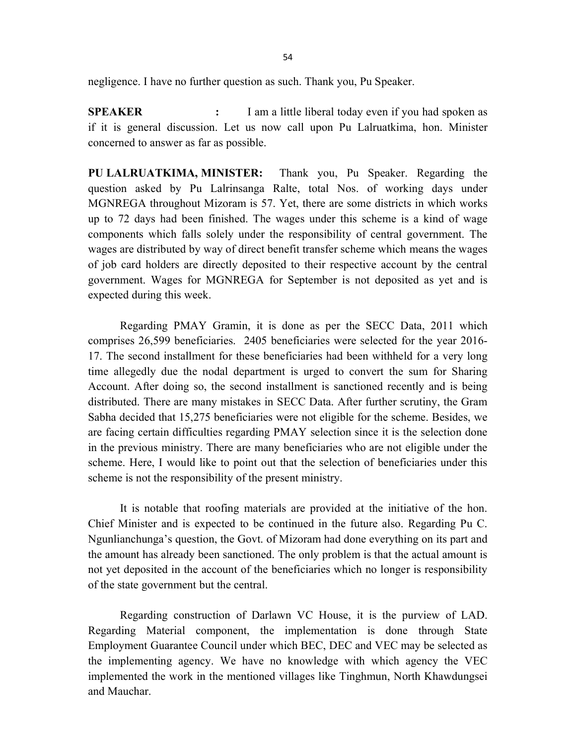negligence. I have no further question as such. Thank you, Pu Speaker.

**SPEAKER :** I am a little liberal today even if you had spoken as if it is general discussion. Let us now call upon Pu Lalruatkima, hon. Minister concerned to answer as far as possible.

**PU LALRUATKIMA, MINISTER:** Thank you, Pu Speaker. Regarding the question asked by Pu Lalrinsanga Ralte, total Nos. of working days under MGNREGA throughout Mizoram is 57. Yet, there are some districts in which works up to 72 days had been finished. The wages under this scheme is a kind of wage components which falls solely under the responsibility of central government. The wages are distributed by way of direct benefit transfer scheme which means the wages of job card holders are directly deposited to their respective account by the central government. Wages for MGNREGA for September is not deposited as yet and is expected during this week.

Regarding PMAY Gramin, it is done as per the SECC Data, 2011 which comprises 26,599 beneficiaries. 2405 beneficiaries were selected for the year 2016-17. The second installment for these beneficiaries had been withheld for a very long time allegedly due the nodal department is urged to convert the sum for Sharing Account. After doing so, the second installment is sanctioned recently and is being distributed. There are many mistakes in SECC Data. After further scrutiny, the Gram Sabha decided that 15,275 beneficiaries were not eligible for the scheme. Besides, we are facing certain difficulties regarding PMAY selection since it is the selection done in the previous ministry. There are many beneficiaries who are not eligible under the scheme. Here, I would like to point out that the selection of beneficiaries under this scheme is not the responsibility of the present ministry.

It is notable that roofing materials are provided at the initiative of the hon. Chief Minister and is expected to be continued in the future also. Regarding Pu C. Ngunlianchunga's question, the Govt. of Mizoram had done everything on its part and the amount has already been sanctioned. The only problem is that the actual amount is not yet deposited in the account of the beneficiaries which no longer is responsibility of the state government but the central.

Regarding construction of Darlawn VC House, it is the purview of LAD. Regarding Material component, the implementation is done through State Employment Guarantee Council under which BEC, DEC and VEC may be selected as the implementing agency. We have no knowledge with which agency the VEC implemented the work in the mentioned villages like Tinghmun, North Khawdungsei and Mauchar.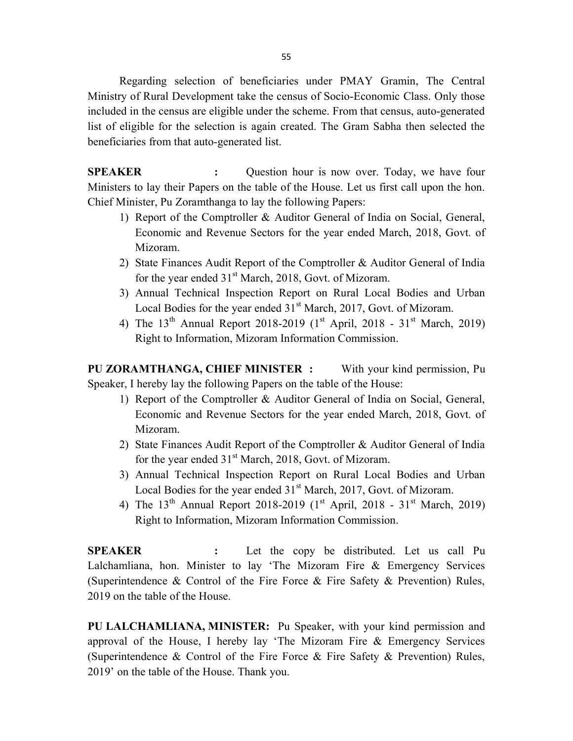Regarding selection of beneficiaries under PMAY Gramin, The Central Ministry of Rural Development take the census of Socio-Economic Class. Only those included in the census are eligible under the scheme. From that census, auto-generated list of eligible for the selection is again created. The Gram Sabha then selected the beneficiaries from that auto-generated list.

**SPEAKER :** Question hour is now over. Today, we have four Ministers to lay their Papers on the table of the House. Let us first call upon the hon. Chief Minister, Pu Zoramthanga to lay the following Papers:

1) Report of the Comptroller & Auditor General of India on Social, General, Economic and Revenue Sectors for the year ended March, 2018, Govt. of Mizoram.
2) State Finances Audit Report of the Comptroller & Auditor General of India for the year ended 31st March, 2018, Govt. of Mizoram.
3) Annual Technical Inspection Report on Rural Local Bodies and Urban Local Bodies for the year ended 31st March, 2017, Govt. of Mizoram.
4) The 13th Annual Report 2018-2019 (1st April, 2018 - 31st March, 2019) Right to Information, Mizoram Information Commission.

**PU ZORAMTHANGA, CHIEF MINISTER :** With your kind permission, Pu Speaker, I hereby lay the following Papers on the table of the House:

1) Report of the Comptroller & Auditor General of India on Social, General, Economic and Revenue Sectors for the year ended March, 2018, Govt. of Mizoram.
2) State Finances Audit Report of the Comptroller & Auditor General of India for the year ended 31st March, 2018, Govt. of Mizoram.
3) Annual Technical Inspection Report on Rural Local Bodies and Urban Local Bodies for the year ended 31st March, 2017, Govt. of Mizoram.
4) The 13th Annual Report 2018-2019 (1st April, 2018 - 31st March, 2019) Right to Information, Mizoram Information Commission.

**SPEAKER :** Let the copy be distributed. Let us call Pu Lalchamliana, hon. Minister to lay 'The Mizoram Fire & Emergency Services (Superintendence & Control of the Fire Force & Fire Safety & Prevention) Rules, 2019 on the table of the House.

**PU LALCHAMLIANA, MINISTER:** Pu Speaker, with your kind permission and approval of the House, I hereby lay 'The Mizoram Fire & Emergency Services (Superintendence & Control of the Fire Force & Fire Safety & Prevention) Rules, 2019' on the table of the House. Thank you.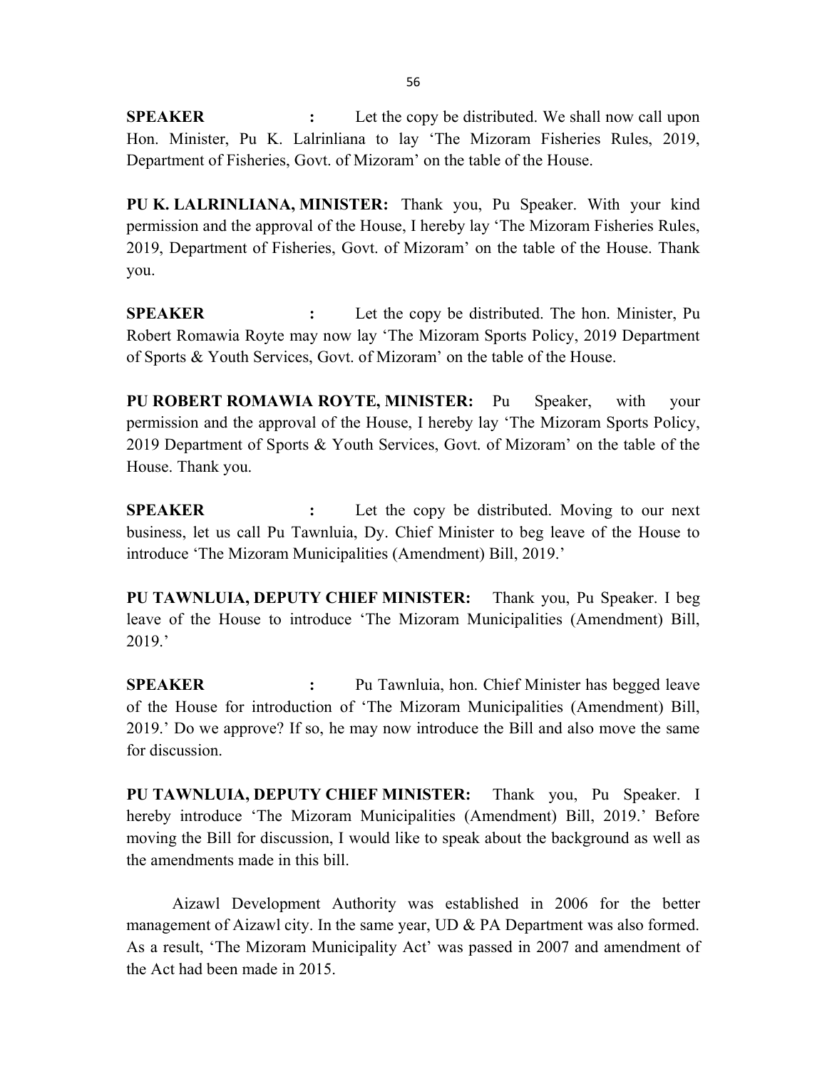**SPEAKER :** Let the copy be distributed. We shall now call upon Hon. Minister, Pu K. Lalrinliana to lay 'The Mizoram Fisheries Rules, 2019, Department of Fisheries, Govt. of Mizoram' on the table of the House.

**PU K. LALRINLIANA, MINISTER:** Thank you, Pu Speaker. With your kind permission and the approval of the House, I hereby lay 'The Mizoram Fisheries Rules, 2019, Department of Fisheries, Govt. of Mizoram' on the table of the House. Thank you.

**SPEAKER :** Let the copy be distributed. The hon. Minister, Pu Robert Romawia Royte may now lay 'The Mizoram Sports Policy, 2019 Department of Sports & Youth Services, Govt. of Mizoram' on the table of the House.

**PU ROBERT ROMAWIA ROYTE, MINISTER:** Pu Speaker, with your permission and the approval of the House, I hereby lay 'The Mizoram Sports Policy, 2019 Department of Sports & Youth Services, Govt. of Mizoram' on the table of the House. Thank you.

**SPEAKER :** Let the copy be distributed. Moving to our next business, let us call Pu Tawnluia, Dy. Chief Minister to beg leave of the House to introduce 'The Mizoram Municipalities (Amendment) Bill, 2019.'

**PU TAWNLUIA, DEPUTY CHIEF MINISTER:** Thank you, Pu Speaker. I beg leave of the House to introduce 'The Mizoram Municipalities (Amendment) Bill, 2019.'

**SPEAKER :** Pu Tawnluia, hon. Chief Minister has begged leave of the House for introduction of 'The Mizoram Municipalities (Amendment) Bill, 2019.' Do we approve? If so, he may now introduce the Bill and also move the same for discussion.

**PU TAWNLUIA, DEPUTY CHIEF MINISTER:** Thank you, Pu Speaker. I hereby introduce 'The Mizoram Municipalities (Amendment) Bill, 2019.' Before moving the Bill for discussion, I would like to speak about the background as well as the amendments made in this bill.

Aizawl Development Authority was established in 2006 for the better management of Aizawl city. In the same year, UD & PA Department was also formed. As a result, 'The Mizoram Municipality Act' was passed in 2007 and amendment of the Act had been made in 2015.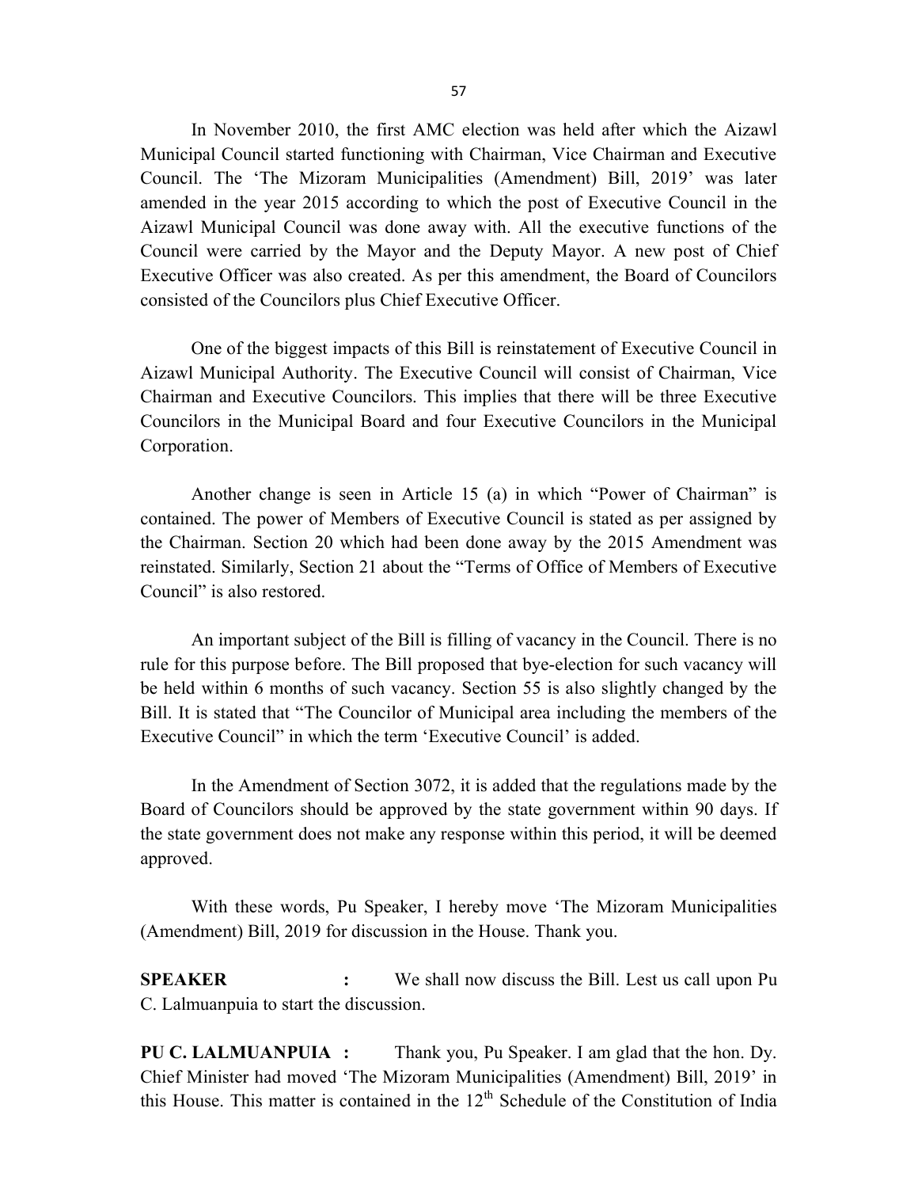In November 2010, the first AMC election was held after which the Aizawl Municipal Council started functioning with Chairman, Vice Chairman and Executive Council. The 'The Mizoram Municipalities (Amendment) Bill, 2019' was later amended in the year 2015 according to which the post of Executive Council in the Aizawl Municipal Council was done away with. All the executive functions of the Council were carried by the Mayor and the Deputy Mayor. A new post of Chief Executive Officer was also created. As per this amendment, the Board of Councilors consisted of the Councilors plus Chief Executive Officer.

One of the biggest impacts of this Bill is reinstatement of Executive Council in Aizawl Municipal Authority. The Executive Council will consist of Chairman, Vice Chairman and Executive Councilors. This implies that there will be three Executive Councilors in the Municipal Board and four Executive Councilors in the Municipal Corporation.

Another change is seen in Article 15 (a) in which "Power of Chairman" is contained. The power of Members of Executive Council is stated as per assigned by the Chairman. Section 20 which had been done away by the 2015 Amendment was reinstated. Similarly, Section 21 about the "Terms of Office of Members of Executive Council" is also restored.

An important subject of the Bill is filling of vacancy in the Council. There is no rule for this purpose before. The Bill proposed that bye-election for such vacancy will be held within 6 months of such vacancy. Section 55 is also slightly changed by the Bill. It is stated that "The Councilor of Municipal area including the members of the Executive Council" in which the term 'Executive Council' is added.

In the Amendment of Section 3072, it is added that the regulations made by the Board of Councilors should be approved by the state government within 90 days. If the state government does not make any response within this period, it will be deemed approved.

With these words, Pu Speaker, I hereby move 'The Mizoram Municipalities (Amendment) Bill, 2019 for discussion in the House. Thank you.

**SPEAKER :** We shall now discuss the Bill. Lest us call upon Pu C. Lalmuanpuia to start the discussion.

**PU C. LALMUANPUIA :** Thank you, Pu Speaker. I am glad that the hon. Dy. Chief Minister had moved 'The Mizoram Municipalities (Amendment) Bill, 2019' in this House. This matter is contained in the 12th Schedule of the Constitution of India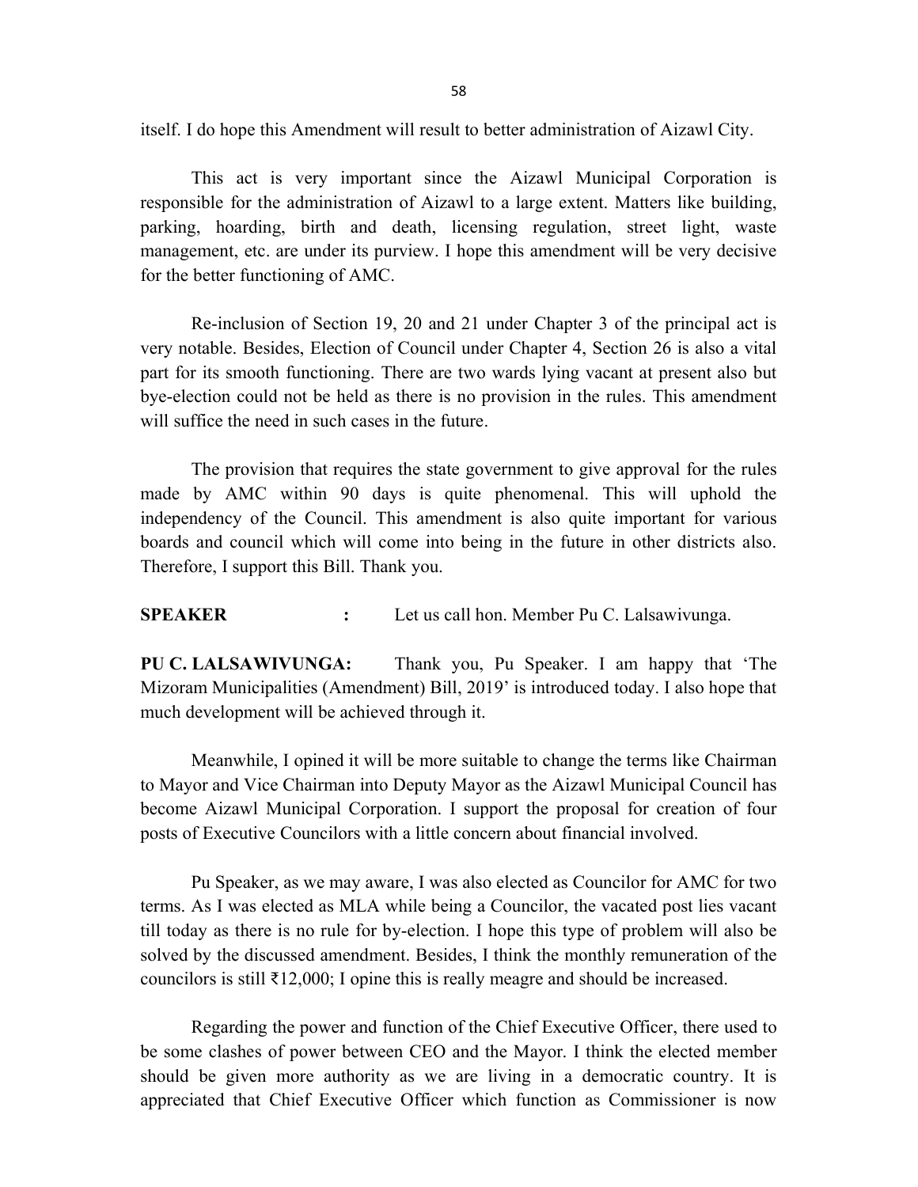itself. I do hope this Amendment will result to better administration of Aizawl City.

This act is very important since the Aizawl Municipal Corporation is responsible for the administration of Aizawl to a large extent. Matters like building, parking, hoarding, birth and death, licensing regulation, street light, waste management, etc. are under its purview. I hope this amendment will be very decisive for the better functioning of AMC.

Re-inclusion of Section 19, 20 and 21 under Chapter 3 of the principal act is very notable. Besides, Election of Council under Chapter 4, Section 26 is also a vital part for its smooth functioning. There are two wards lying vacant at present also but bye-election could not be held as there is no provision in the rules. This amendment will suffice the need in such cases in the future.

The provision that requires the state government to give approval for the rules made by AMC within 90 days is quite phenomenal. This will uphold the independency of the Council. This amendment is also quite important for various boards and council which will come into being in the future in other districts also. Therefore, I support this Bill. Thank you.

**SPEAKER :** Let us call hon. Member Pu C. Lalsawivunga.

**PU C. LALSAWIVUNGA:** Thank you, Pu Speaker. I am happy that 'The Mizoram Municipalities (Amendment) Bill, 2019' is introduced today. I also hope that much development will be achieved through it.

Meanwhile, I opined it will be more suitable to change the terms like Chairman to Mayor and Vice Chairman into Deputy Mayor as the Aizawl Municipal Council has become Aizawl Municipal Corporation. I support the proposal for creation of four posts of Executive Councilors with a little concern about financial involved.

Pu Speaker, as we may aware, I was also elected as Councilor for AMC for two terms. As I was elected as MLA while being a Councilor, the vacated post lies vacant till today as there is no rule for by-election. I hope this type of problem will also be solved by the discussed amendment. Besides, I think the monthly remuneration of the councilors is still ₹12,000; I opine this is really meagre and should be increased.

Regarding the power and function of the Chief Executive Officer, there used to be some clashes of power between CEO and the Mayor. I think the elected member should be given more authority as we are living in a democratic country. It is appreciated that Chief Executive Officer which function as Commissioner is now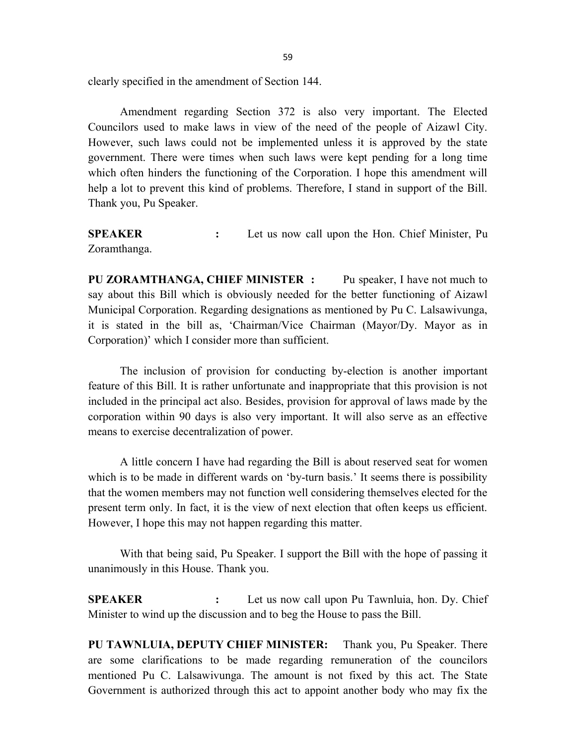clearly specified in the amendment of Section 144.

Amendment regarding Section 372 is also very important. The Elected Councilors used to make laws in view of the need of the people of Aizawl City. However, such laws could not be implemented unless it is approved by the state government. There were times when such laws were kept pending for a long time which often hinders the functioning of the Corporation. I hope this amendment will help a lot to prevent this kind of problems. Therefore, I stand in support of the Bill. Thank you, Pu Speaker.

**SPEAKER :** Let us now call upon the Hon. Chief Minister, Pu Zoramthanga.

**PU ZORAMTHANGA, CHIEF MINISTER :** Pu speaker, I have not much to say about this Bill which is obviously needed for the better functioning of Aizawl Municipal Corporation. Regarding designations as mentioned by Pu C. Lalsawivunga, it is stated in the bill as, 'Chairman/Vice Chairman (Mayor/Dy. Mayor as in Corporation)' which I consider more than sufficient.

The inclusion of provision for conducting by-election is another important feature of this Bill. It is rather unfortunate and inappropriate that this provision is not included in the principal act also. Besides, provision for approval of laws made by the corporation within 90 days is also very important. It will also serve as an effective means to exercise decentralization of power.

A little concern I have had regarding the Bill is about reserved seat for women which is to be made in different wards on 'by-turn basis.' It seems there is possibility that the women members may not function well considering themselves elected for the present term only. In fact, it is the view of next election that often keeps us efficient. However, I hope this may not happen regarding this matter.

With that being said, Pu Speaker. I support the Bill with the hope of passing it unanimously in this House. Thank you.

**SPEAKER :** Let us now call upon Pu Tawnluia, hon. Dy. Chief Minister to wind up the discussion and to beg the House to pass the Bill.

**PU TAWNLUIA, DEPUTY CHIEF MINISTER:** Thank you, Pu Speaker. There are some clarifications to be made regarding remuneration of the councilors mentioned Pu C. Lalsawivunga. The amount is not fixed by this act. The State Government is authorized through this act to appoint another body who may fix the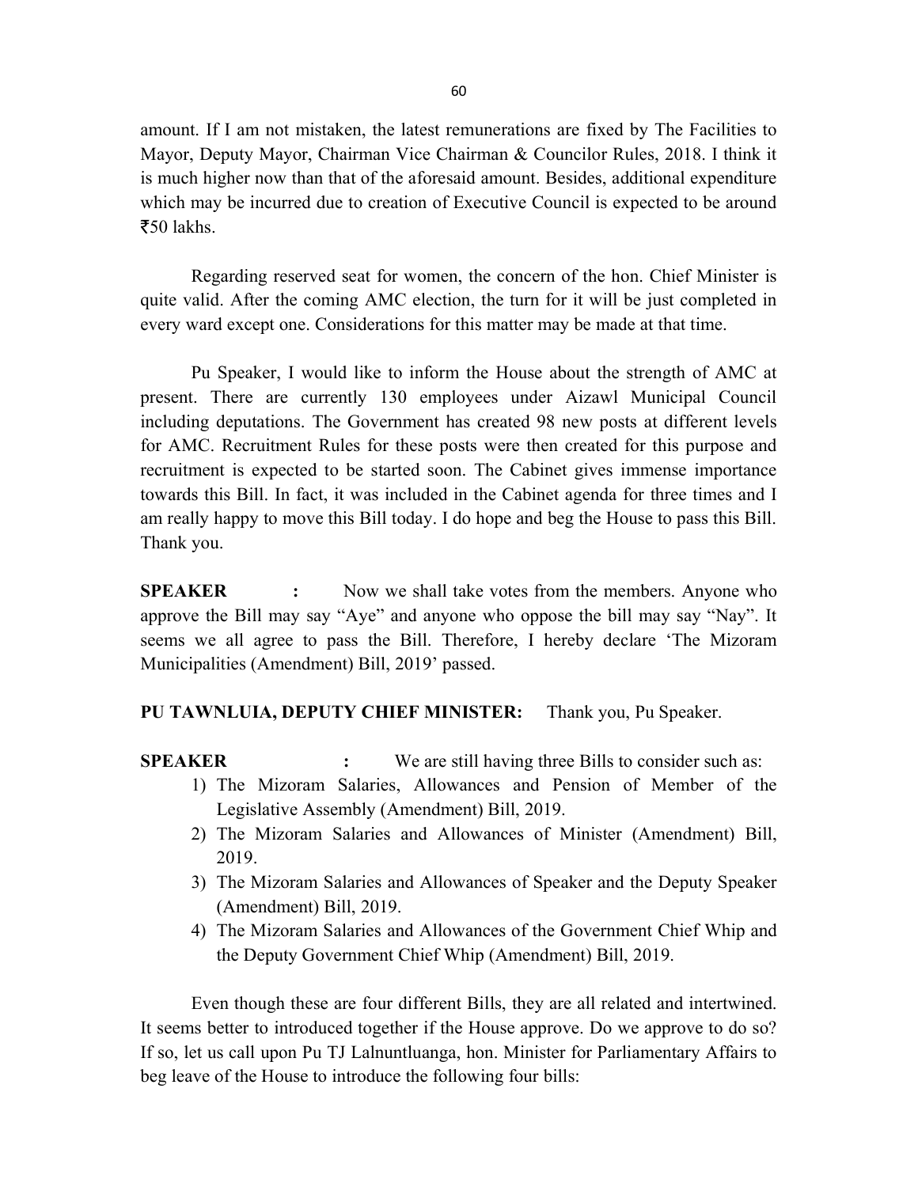amount. If I am not mistaken, the latest remunerations are fixed by The Facilities to Mayor, Deputy Mayor, Chairman Vice Chairman & Councilor Rules, 2018. I think it is much higher now than that of the aforesaid amount. Besides, additional expenditure which may be incurred due to creation of Executive Council is expected to be around ₹50 lakhs.

Regarding reserved seat for women, the concern of the hon. Chief Minister is quite valid. After the coming AMC election, the turn for it will be just completed in every ward except one. Considerations for this matter may be made at that time.

Pu Speaker, I would like to inform the House about the strength of AMC at present. There are currently 130 employees under Aizawl Municipal Council including deputations. The Government has created 98 new posts at different levels for AMC. Recruitment Rules for these posts were then created for this purpose and recruitment is expected to be started soon. The Cabinet gives immense importance towards this Bill. In fact, it was included in the Cabinet agenda for three times and I am really happy to move this Bill today. I do hope and beg the House to pass this Bill. Thank you.

**SPEAKER :** Now we shall take votes from the members. Anyone who approve the Bill may say "Aye" and anyone who oppose the bill may say "Nay". It seems we all agree to pass the Bill. Therefore, I hereby declare 'The Mizoram Municipalities (Amendment) Bill, 2019' passed.

**PU TAWNLUIA, DEPUTY CHIEF MINISTER:** Thank you, Pu Speaker.

**SPEAKER :** We are still having three Bills to consider such as:

1) The Mizoram Salaries, Allowances and Pension of Member of the Legislative Assembly (Amendment) Bill, 2019.
2) The Mizoram Salaries and Allowances of Minister (Amendment) Bill, 2019.
3) The Mizoram Salaries and Allowances of Speaker and the Deputy Speaker (Amendment) Bill, 2019.
4) The Mizoram Salaries and Allowances of the Government Chief Whip and the Deputy Government Chief Whip (Amendment) Bill, 2019.

Even though these are four different Bills, they are all related and intertwined. It seems better to introduced together if the House approve. Do we approve to do so? If so, let us call upon Pu TJ Lalnuntluanga, hon. Minister for Parliamentary Affairs to beg leave of the House to introduce the following four bills: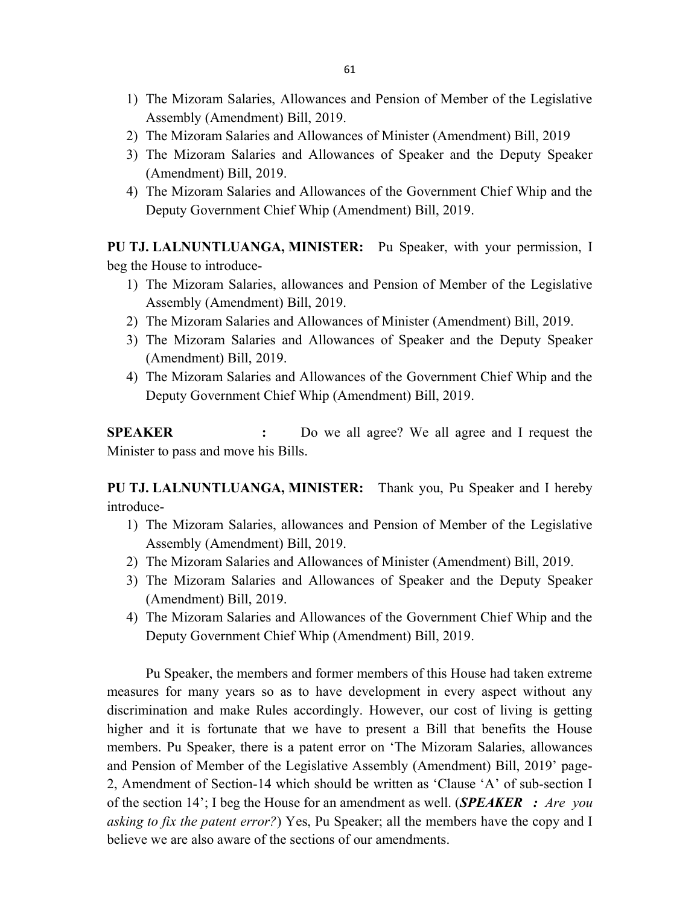1) The Mizoram Salaries, Allowances and Pension of Member of the Legislative Assembly (Amendment) Bill, 2019.
2) The Mizoram Salaries and Allowances of Minister (Amendment) Bill, 2019
3) The Mizoram Salaries and Allowances of Speaker and the Deputy Speaker (Amendment) Bill, 2019.
4) The Mizoram Salaries and Allowances of the Government Chief Whip and the Deputy Government Chief Whip (Amendment) Bill, 2019.

**PU TJ. LALNUNTLUANGA, MINISTER:** Pu Speaker, with your permission, I beg the House to introduce-

1) The Mizoram Salaries, allowances and Pension of Member of the Legislative Assembly (Amendment) Bill, 2019.
2) The Mizoram Salaries and Allowances of Minister (Amendment) Bill, 2019.
3) The Mizoram Salaries and Allowances of Speaker and the Deputy Speaker (Amendment) Bill, 2019.
4) The Mizoram Salaries and Allowances of the Government Chief Whip and the Deputy Government Chief Whip (Amendment) Bill, 2019.

**SPEAKER :** Do we all agree? We all agree and I request the Minister to pass and move his Bills.

**PU TJ. LALNUNTLUANGA, MINISTER:** Thank you, Pu Speaker and I hereby introduce-

1) The Mizoram Salaries, allowances and Pension of Member of the Legislative Assembly (Amendment) Bill, 2019.
2) The Mizoram Salaries and Allowances of Minister (Amendment) Bill, 2019.
3) The Mizoram Salaries and Allowances of Speaker and the Deputy Speaker (Amendment) Bill, 2019.
4) The Mizoram Salaries and Allowances of the Government Chief Whip and the Deputy Government Chief Whip (Amendment) Bill, 2019.

Pu Speaker, the members and former members of this House had taken extreme measures for many years so as to have development in every aspect without any discrimination and make Rules accordingly. However, our cost of living is getting higher and it is fortunate that we have to present a Bill that benefits the House members. Pu Speaker, there is a patent error on 'The Mizoram Salaries, allowances and Pension of Member of the Legislative Assembly (Amendment) Bill, 2019' page-2, Amendment of Section-14 which should be written as 'Clause 'A' of sub-section I of the section 14'; I beg the House for an amendment as well. (***SPEAKER :*** *Are you asking to fix the patent error?*) Yes, Pu Speaker; all the members have the copy and I believe we are also aware of the sections of our amendments.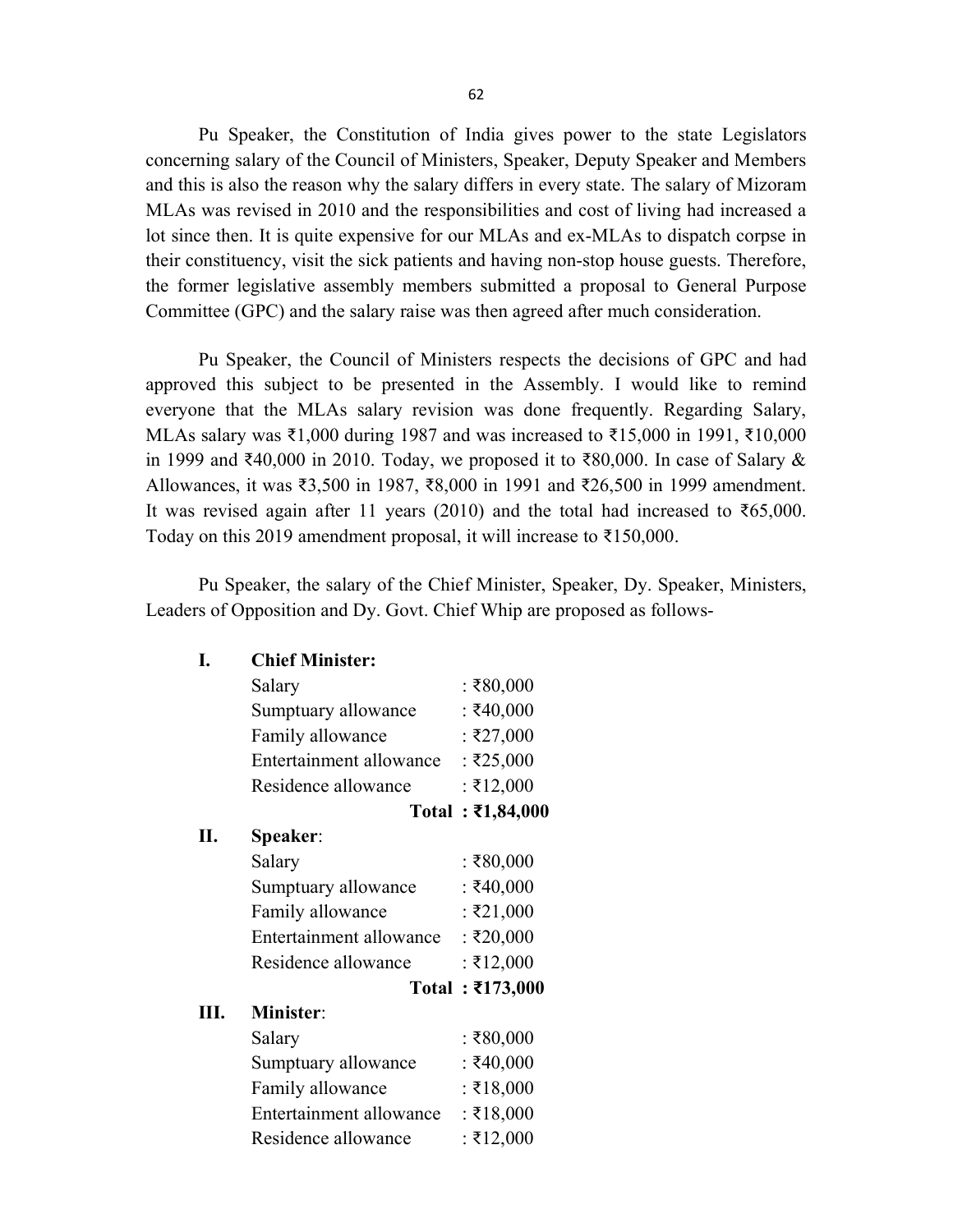Pu Speaker, the Constitution of India gives power to the state Legislators concerning salary of the Council of Ministers, Speaker, Deputy Speaker and Members and this is also the reason why the salary differs in every state. The salary of Mizoram MLAs was revised in 2010 and the responsibilities and cost of living had increased a lot since then. It is quite expensive for our MLAs and ex-MLAs to dispatch corpse in their constituency, visit the sick patients and having non-stop house guests. Therefore, the former legislative assembly members submitted a proposal to General Purpose Committee (GPC) and the salary raise was then agreed after much consideration.

Pu Speaker, the Council of Ministers respects the decisions of GPC and had approved this subject to be presented in the Assembly. I would like to remind everyone that the MLAs salary revision was done frequently. Regarding Salary, MLAs salary was ₹1,000 during 1987 and was increased to ₹15,000 in 1991, ₹10,000 in 1999 and ₹40,000 in 2010. Today, we proposed it to ₹80,000. In case of Salary & Allowances, it was ₹3,500 in 1987, ₹8,000 in 1991 and ₹26,500 in 1999 amendment. It was revised again after 11 years (2010) and the total had increased to ₹65,000. Today on this 2019 amendment proposal, it will increase to ₹150,000.

Pu Speaker, the salary of the Chief Minister, Speaker, Dy. Speaker, Ministers, Leaders of Opposition and Dy. Govt. Chief Whip are proposed as follows-

**I. Chief Minister:**

| | |
|---|---|
| Salary | : ₹80,000 |
| Sumptuary allowance | : ₹40,000 |
| Family allowance | : ₹27,000 |
| Entertainment allowance | : ₹25,000 |
| Residence allowance | : ₹12,000 |
| **Total** | **: ₹1,84,000** |

**II. Speaker:**

| | |
|---|---|
| Salary | : ₹80,000 |
| Sumptuary allowance | : ₹40,000 |
| Family allowance | : ₹21,000 |
| Entertainment allowance | : ₹20,000 |
| Residence allowance | : ₹12,000 |
| **Total** | **: ₹173,000** |

**III. Minister:**

| | |
|---|---|
| Salary | : ₹80,000 |
| Sumptuary allowance | : ₹40,000 |
| Family allowance | : ₹18,000 |
| Entertainment allowance | : ₹18,000 |
| Residence allowance | : ₹12,000 |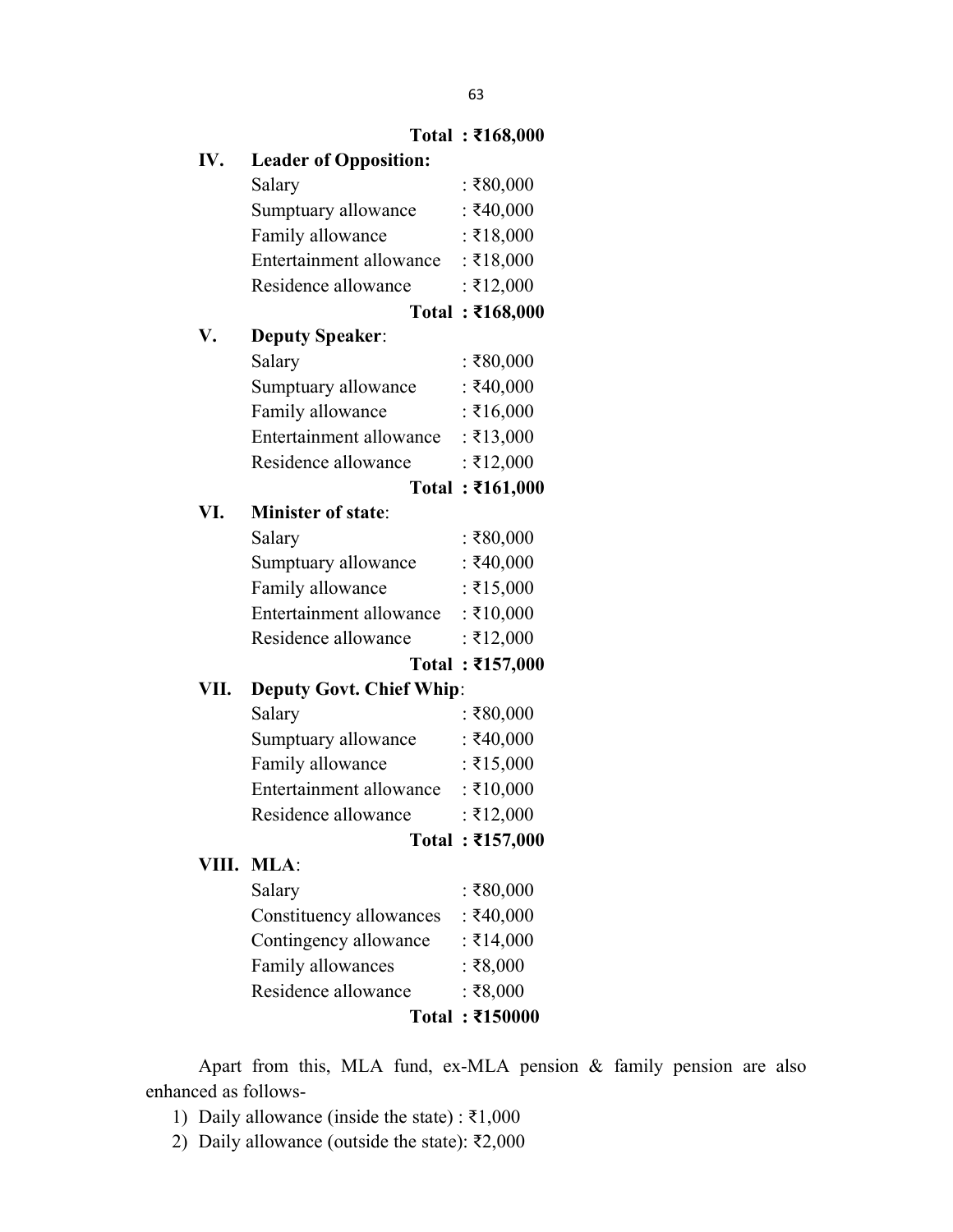**Total : ₹168,000**

IV. **Leader of Opposition:**

| | |
|---|---|
| Salary | : ₹80,000 |
| Sumptuary allowance | : ₹40,000 |
| Family allowance | : ₹18,000 |
| Entertainment allowance | : ₹18,000 |
| Residence allowance | : ₹12,000 |
| **Total** | **: ₹168,000** |

V. **Deputy Speaker**:

| | |
|---|---|
| Salary | : ₹80,000 |
| Sumptuary allowance | : ₹40,000 |
| Family allowance | : ₹16,000 |
| Entertainment allowance | : ₹13,000 |
| Residence allowance | : ₹12,000 |
| **Total** | **: ₹161,000** |

VI. **Minister of state**:

| | |
|---|---|
| Salary | : ₹80,000 |
| Sumptuary allowance | : ₹40,000 |
| Family allowance | : ₹15,000 |
| Entertainment allowance | : ₹10,000 |
| Residence allowance | : ₹12,000 |
| **Total** | **: ₹157,000** |

VII. **Deputy Govt. Chief Whip**:

| | |
|---|---|
| Salary | : ₹80,000 |
| Sumptuary allowance | : ₹40,000 |
| Family allowance | : ₹15,000 |
| Entertainment allowance | : ₹10,000 |
| Residence allowance | : ₹12,000 |
| **Total** | **: ₹157,000** |

VIII. **MLA**:

| | |
|---|---|
| Salary | : ₹80,000 |
| Constituency allowances | : ₹40,000 |
| Contingency allowance | : ₹14,000 |
| Family allowances | : ₹8,000 |
| Residence allowance | : ₹8,000 |
| **Total** | **: ₹150000** |

Apart from this, MLA fund, ex-MLA pension & family pension are also enhanced as follows-

1) Daily allowance (inside the state) : ₹1,000
2) Daily allowance (outside the state): ₹2,000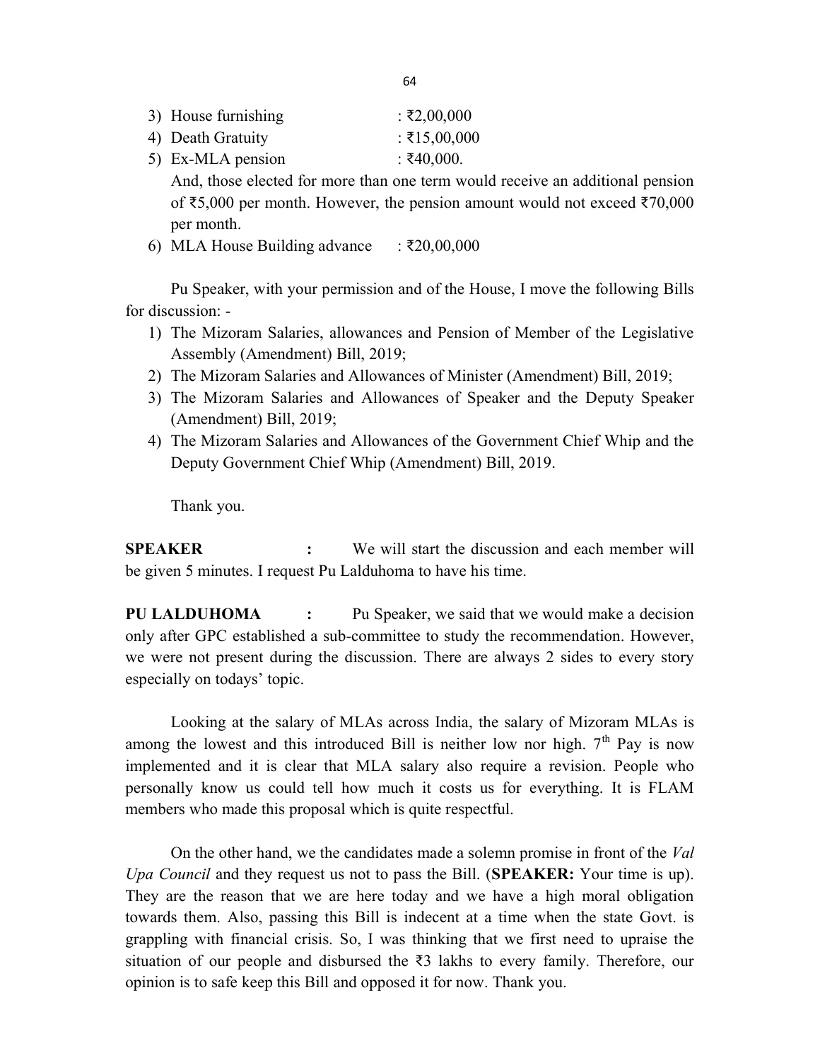3) House furnishing : ₹2,00,000
4) Death Gratuity : ₹15,00,000
5) Ex-MLA pension : ₹40,000.

   And, those elected for more than one term would receive an additional pension of ₹5,000 per month. However, the pension amount would not exceed ₹70,000 per month.
6) MLA House Building advance : ₹20,00,000

Pu Speaker, with your permission and of the House, I move the following Bills for discussion: -

1) The Mizoram Salaries, allowances and Pension of Member of the Legislative Assembly (Amendment) Bill, 2019;
2) The Mizoram Salaries and Allowances of Minister (Amendment) Bill, 2019;
3) The Mizoram Salaries and Allowances of Speaker and the Deputy Speaker (Amendment) Bill, 2019;
4) The Mizoram Salaries and Allowances of the Government Chief Whip and the Deputy Government Chief Whip (Amendment) Bill, 2019.

Thank you.

**SPEAKER :** We will start the discussion and each member will be given 5 minutes. I request Pu Lalduhoma to have his time.

**PU LALDUHOMA :** Pu Speaker, we said that we would make a decision only after GPC established a sub-committee to study the recommendation. However, we were not present during the discussion. There are always 2 sides to every story especially on todays' topic.

Looking at the salary of MLAs across India, the salary of Mizoram MLAs is among the lowest and this introduced Bill is neither low nor high. 7th Pay is now implemented and it is clear that MLA salary also require a revision. People who personally know us could tell how much it costs us for everything. It is FLAM members who made this proposal which is quite respectful.

On the other hand, we the candidates made a solemn promise in front of the *Val Upa Council* and they request us not to pass the Bill. (**SPEAKER:** Your time is up). They are the reason that we are here today and we have a high moral obligation towards them. Also, passing this Bill is indecent at a time when the state Govt. is grappling with financial crisis. So, I was thinking that we first need to upraise the situation of our people and disbursed the ₹3 lakhs to every family. Therefore, our opinion is to safe keep this Bill and opposed it for now. Thank you.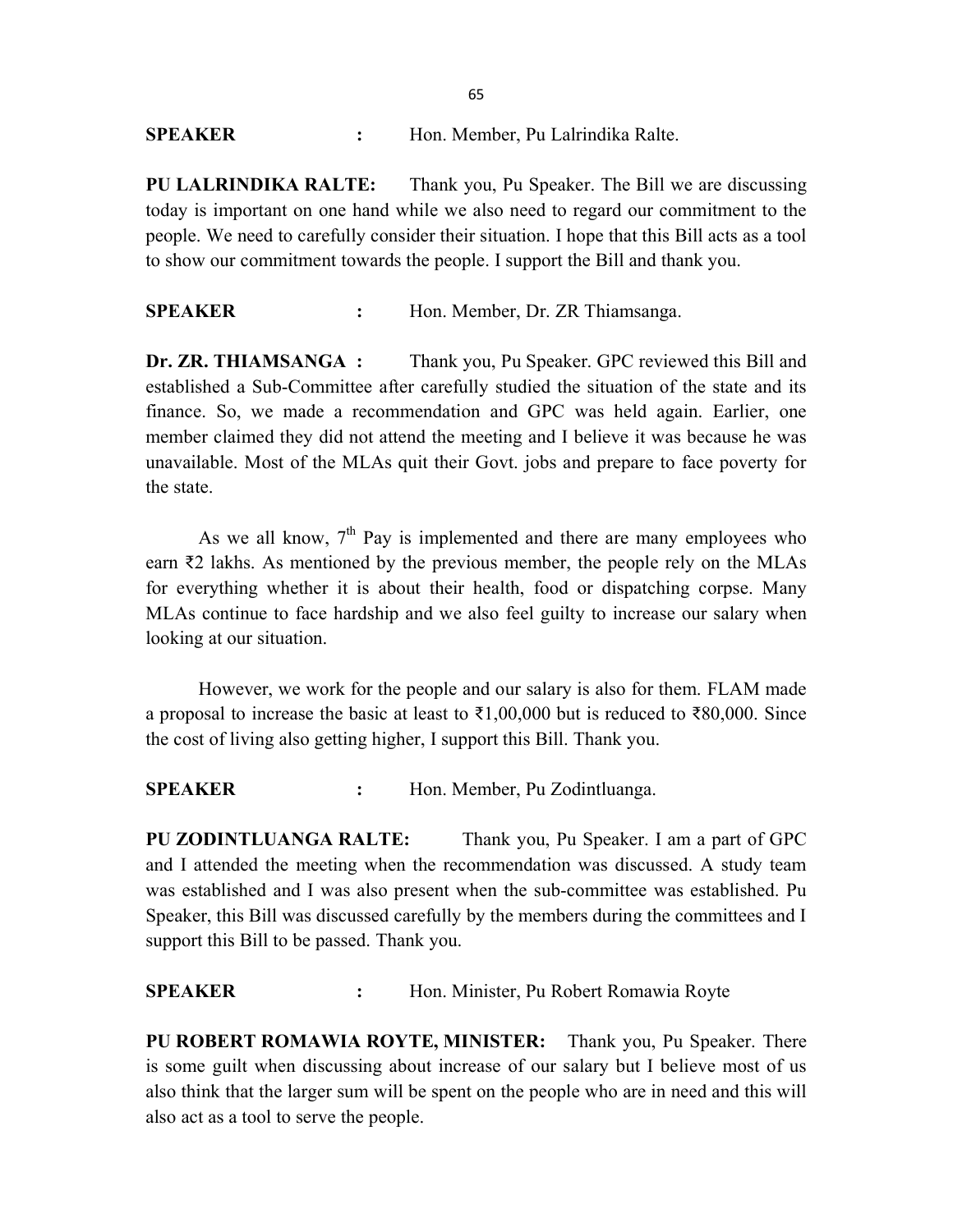**SPEAKER** : Hon. Member, Pu Lalrindika Ralte.

**PU LALRINDIKA RALTE:** Thank you, Pu Speaker. The Bill we are discussing today is important on one hand while we also need to regard our commitment to the people. We need to carefully consider their situation. I hope that this Bill acts as a tool to show our commitment towards the people. I support the Bill and thank you.

**SPEAKER** : Hon. Member, Dr. ZR Thiamsanga.

**Dr. ZR. THIAMSANGA :** Thank you, Pu Speaker. GPC reviewed this Bill and established a Sub-Committee after carefully studied the situation of the state and its finance. So, we made a recommendation and GPC was held again. Earlier, one member claimed they did not attend the meeting and I believe it was because he was unavailable. Most of the MLAs quit their Govt. jobs and prepare to face poverty for the state.

As we all know, 7th Pay is implemented and there are many employees who earn ₹2 lakhs. As mentioned by the previous member, the people rely on the MLAs for everything whether it is about their health, food or dispatching corpse. Many MLAs continue to face hardship and we also feel guilty to increase our salary when looking at our situation.

However, we work for the people and our salary is also for them. FLAM made a proposal to increase the basic at least to ₹1,00,000 but is reduced to ₹80,000. Since the cost of living also getting higher, I support this Bill. Thank you.

**SPEAKER** : Hon. Member, Pu Zodintluanga.

**PU ZODINTLUANGA RALTE:** Thank you, Pu Speaker. I am a part of GPC and I attended the meeting when the recommendation was discussed. A study team was established and I was also present when the sub-committee was established. Pu Speaker, this Bill was discussed carefully by the members during the committees and I support this Bill to be passed. Thank you.

**SPEAKER** : Hon. Minister, Pu Robert Romawia Royte

**PU ROBERT ROMAWIA ROYTE, MINISTER:** Thank you, Pu Speaker. There is some guilt when discussing about increase of our salary but I believe most of us also think that the larger sum will be spent on the people who are in need and this will also act as a tool to serve the people.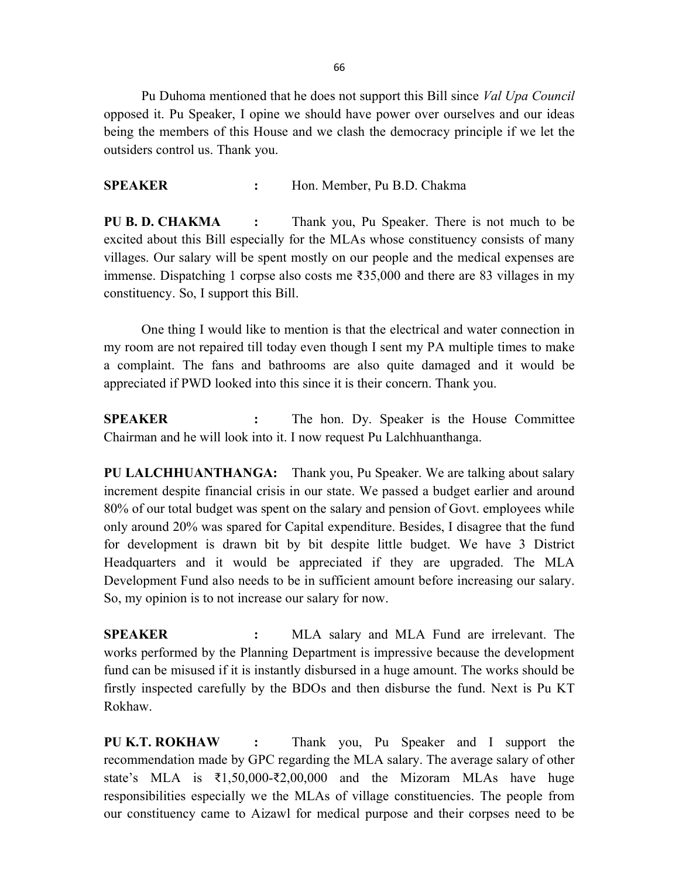Pu Duhoma mentioned that he does not support this Bill since *Val Upa Council* opposed it. Pu Speaker, I opine we should have power over ourselves and our ideas being the members of this House and we clash the democracy principle if we let the outsiders control us. Thank you.

**SPEAKER :** Hon. Member, Pu B.D. Chakma

**PU B. D. CHAKMA :** Thank you, Pu Speaker. There is not much to be excited about this Bill especially for the MLAs whose constituency consists of many villages. Our salary will be spent mostly on our people and the medical expenses are immense. Dispatching 1 corpse also costs me ₹35,000 and there are 83 villages in my constituency. So, I support this Bill.

One thing I would like to mention is that the electrical and water connection in my room are not repaired till today even though I sent my PA multiple times to make a complaint. The fans and bathrooms are also quite damaged and it would be appreciated if PWD looked into this since it is their concern. Thank you.

**SPEAKER :** The hon. Dy. Speaker is the House Committee Chairman and he will look into it. I now request Pu Lalchhuanthanga.

**PU LALCHHUANTHANGA:** Thank you, Pu Speaker. We are talking about salary increment despite financial crisis in our state. We passed a budget earlier and around 80% of our total budget was spent on the salary and pension of Govt. employees while only around 20% was spared for Capital expenditure. Besides, I disagree that the fund for development is drawn bit by bit despite little budget. We have 3 District Headquarters and it would be appreciated if they are upgraded. The MLA Development Fund also needs to be in sufficient amount before increasing our salary. So, my opinion is to not increase our salary for now.

**SPEAKER :** MLA salary and MLA Fund are irrelevant. The works performed by the Planning Department is impressive because the development fund can be misused if it is instantly disbursed in a huge amount. The works should be firstly inspected carefully by the BDOs and then disburse the fund. Next is Pu KT Rokhaw.

**PU K.T. ROKHAW :** Thank you, Pu Speaker and I support the recommendation made by GPC regarding the MLA salary. The average salary of other state's MLA is ₹1,50,000-₹2,00,000 and the Mizoram MLAs have huge responsibilities especially we the MLAs of village constituencies. The people from our constituency came to Aizawl for medical purpose and their corpses need to be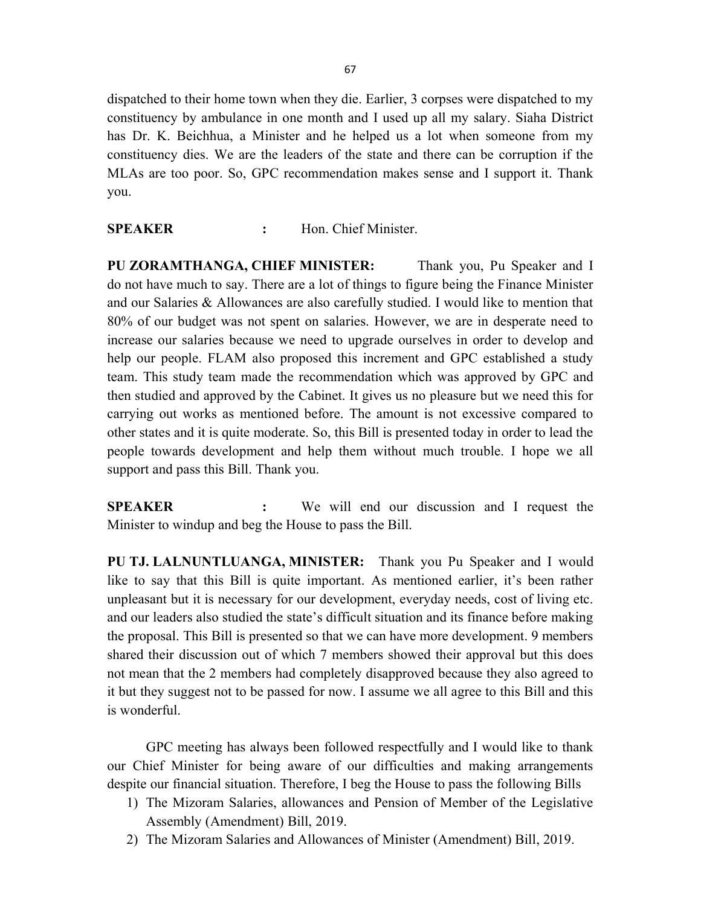dispatched to their home town when they die. Earlier, 3 corpses were dispatched to my constituency by ambulance in one month and I used up all my salary. Siaha District has Dr. K. Beichhua, a Minister and he helped us a lot when someone from my constituency dies. We are the leaders of the state and there can be corruption if the MLAs are too poor. So, GPC recommendation makes sense and I support it. Thank you.

**SPEAKER :** Hon. Chief Minister.

**PU ZORAMTHANGA, CHIEF MINISTER:** Thank you, Pu Speaker and I do not have much to say. There are a lot of things to figure being the Finance Minister and our Salaries & Allowances are also carefully studied. I would like to mention that 80% of our budget was not spent on salaries. However, we are in desperate need to increase our salaries because we need to upgrade ourselves in order to develop and help our people. FLAM also proposed this increment and GPC established a study team. This study team made the recommendation which was approved by GPC and then studied and approved by the Cabinet. It gives us no pleasure but we need this for carrying out works as mentioned before. The amount is not excessive compared to other states and it is quite moderate. So, this Bill is presented today in order to lead the people towards development and help them without much trouble. I hope we all support and pass this Bill. Thank you.

**SPEAKER :** We will end our discussion and I request the Minister to windup and beg the House to pass the Bill.

**PU TJ. LALNUNTLUANGA, MINISTER:** Thank you Pu Speaker and I would like to say that this Bill is quite important. As mentioned earlier, it's been rather unpleasant but it is necessary for our development, everyday needs, cost of living etc. and our leaders also studied the state's difficult situation and its finance before making the proposal. This Bill is presented so that we can have more development. 9 members shared their discussion out of which 7 members showed their approval but this does not mean that the 2 members had completely disapproved because they also agreed to it but they suggest not to be passed for now. I assume we all agree to this Bill and this is wonderful.

GPC meeting has always been followed respectfully and I would like to thank our Chief Minister for being aware of our difficulties and making arrangements despite our financial situation. Therefore, I beg the House to pass the following Bills

1) The Mizoram Salaries, allowances and Pension of Member of the Legislative Assembly (Amendment) Bill, 2019.
2) The Mizoram Salaries and Allowances of Minister (Amendment) Bill, 2019.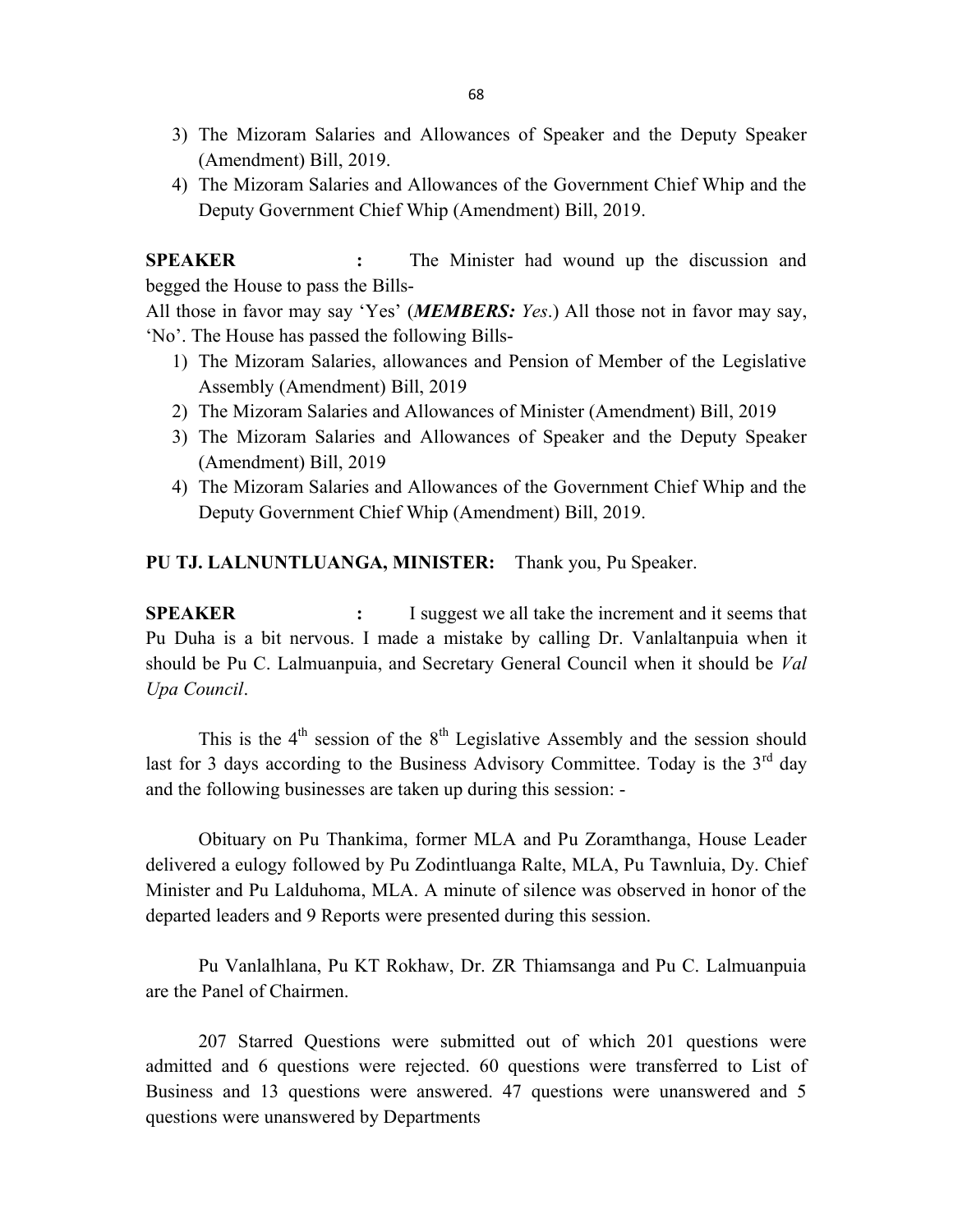3) The Mizoram Salaries and Allowances of Speaker and the Deputy Speaker (Amendment) Bill, 2019.
4) The Mizoram Salaries and Allowances of the Government Chief Whip and the Deputy Government Chief Whip (Amendment) Bill, 2019.

**SPEAKER** **:** The Minister had wound up the discussion and begged the House to pass the Bills-

All those in favor may say 'Yes' (***MEMBERS:*** *Yes*.) All those not in favor may say, 'No'. The House has passed the following Bills-

1) The Mizoram Salaries, allowances and Pension of Member of the Legislative Assembly (Amendment) Bill, 2019
2) The Mizoram Salaries and Allowances of Minister (Amendment) Bill, 2019
3) The Mizoram Salaries and Allowances of Speaker and the Deputy Speaker (Amendment) Bill, 2019
4) The Mizoram Salaries and Allowances of the Government Chief Whip and the Deputy Government Chief Whip (Amendment) Bill, 2019.

**PU TJ. LALNUNTLUANGA, MINISTER:** Thank you, Pu Speaker.

**SPEAKER** **:** I suggest we all take the increment and it seems that Pu Duha is a bit nervous. I made a mistake by calling Dr. Vanlaltanpuia when it should be Pu C. Lalmuanpuia, and Secretary General Council when it should be *Val Upa Council*.

This is the 4th session of the 8th Legislative Assembly and the session should last for 3 days according to the Business Advisory Committee. Today is the 3rd day and the following businesses are taken up during this session: -

Obituary on Pu Thankima, former MLA and Pu Zoramthanga, House Leader delivered a eulogy followed by Pu Zodintluanga Ralte, MLA, Pu Tawnluia, Dy. Chief Minister and Pu Lalduhoma, MLA. A minute of silence was observed in honor of the departed leaders and 9 Reports were presented during this session.

Pu Vanlalhlana, Pu KT Rokhaw, Dr. ZR Thiamsanga and Pu C. Lalmuanpuia are the Panel of Chairmen.

207 Starred Questions were submitted out of which 201 questions were admitted and 6 questions were rejected. 60 questions were transferred to List of Business and 13 questions were answered. 47 questions were unanswered and 5 questions were unanswered by Departments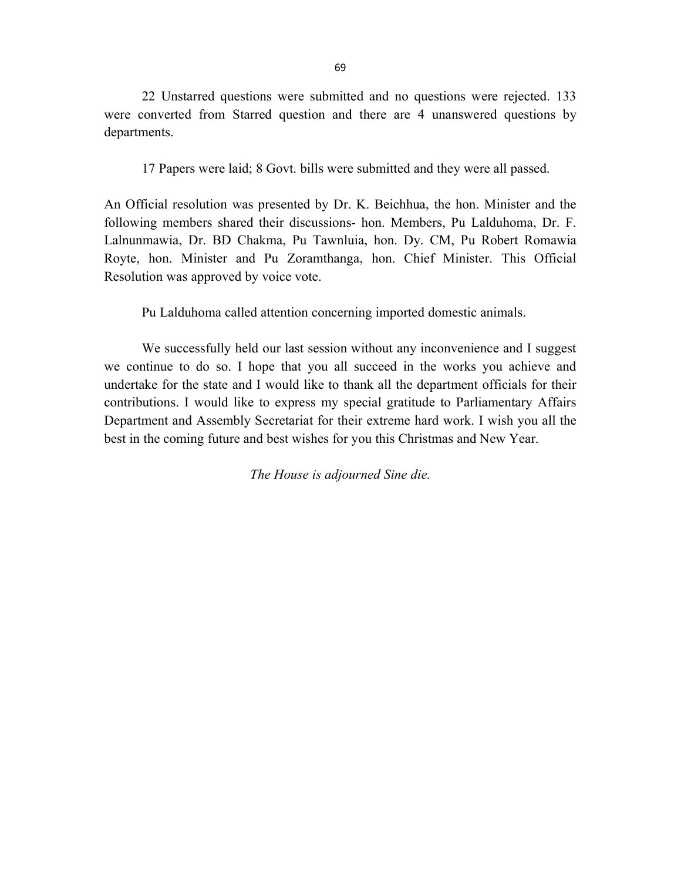22 Unstarred questions were submitted and no questions were rejected. 133 were converted from Starred question and there are 4 unanswered questions by departments.

17 Papers were laid; 8 Govt. bills were submitted and they were all passed.

An Official resolution was presented by Dr. K. Beichhua, the hon. Minister and the following members shared their discussions- hon. Members, Pu Lalduhoma, Dr. F. Lalnunmawia, Dr. BD Chakma, Pu Tawnluia, hon. Dy. CM, Pu Robert Romawia Royte, hon. Minister and Pu Zoramthanga, hon. Chief Minister. This Official Resolution was approved by voice vote.

Pu Lalduhoma called attention concerning imported domestic animals.

We successfully held our last session without any inconvenience and I suggest we continue to do so. I hope that you all succeed in the works you achieve and undertake for the state and I would like to thank all the department officials for their contributions. I would like to express my special gratitude to Parliamentary Affairs Department and Assembly Secretariat for their extreme hard work. I wish you all the best in the coming future and best wishes for you this Christmas and New Year.

*The House is adjourned Sine die.*